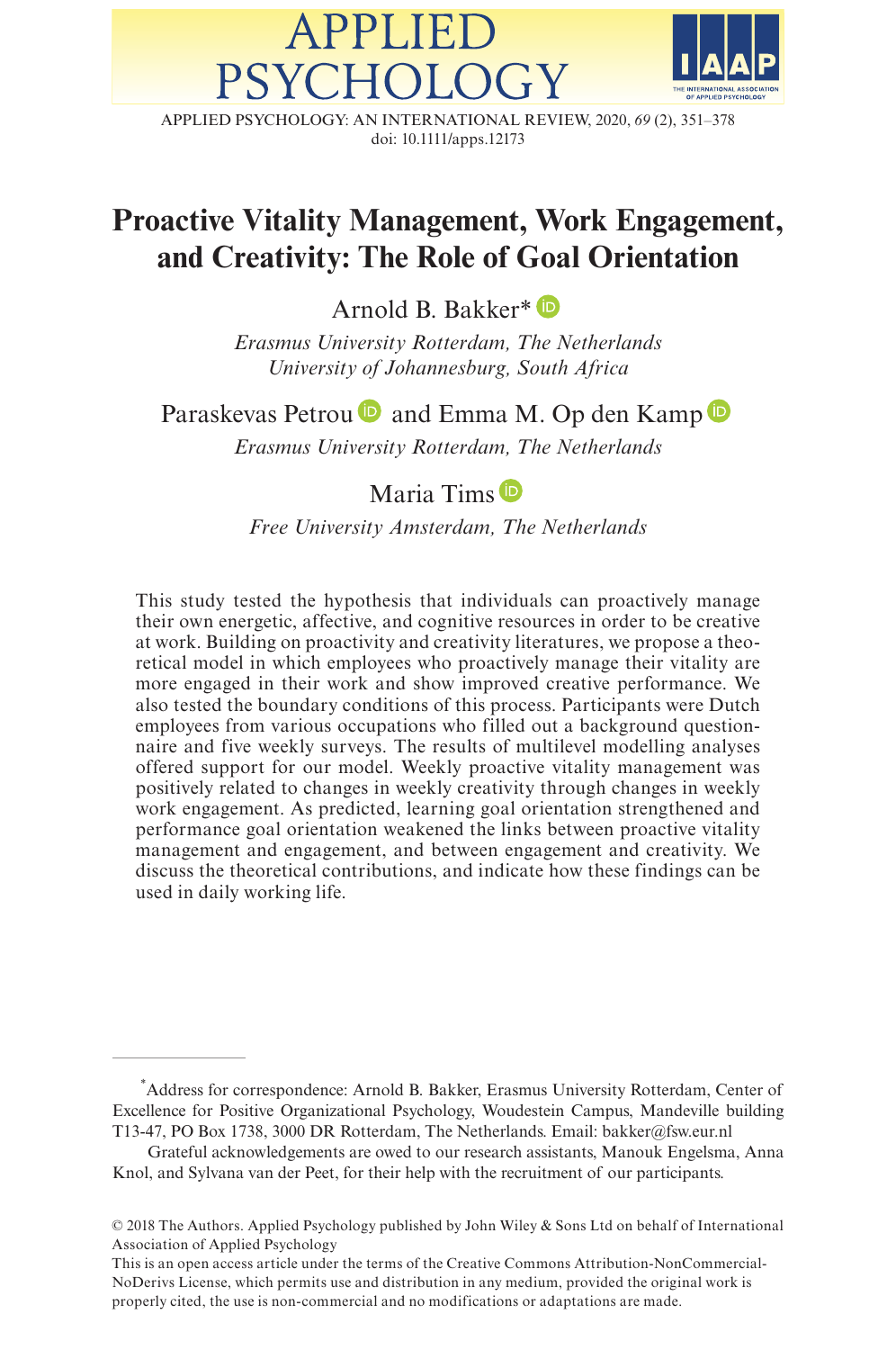# Proactive Vitality Management, Work Engagement, and Creativity: The Role of Goal Orientation

Arnold B. Bakker*

*Erasmus University Rotterdam, The Netherlands*
*University of Johannesburg, South Africa*

Paraskevas Petrou and Emma M. Op den Kamp

*Erasmus University Rotterdam, The Netherlands*

Maria Tims

*Free University Amsterdam, The Netherlands*

This study tested the hypothesis that individuals can proactively manage their own energetic, affective, and cognitive resources in order to be creative at work. Building on proactivity and creativity literatures, we propose a theoretical model in which employees who proactively manage their vitality are more engaged in their work and show improved creative performance. We also tested the boundary conditions of this process. Participants were Dutch employees from various occupations who filled out a background questionnaire and five weekly surveys. The results of multilevel modelling analyses offered support for our model. Weekly proactive vitality management was positively related to changes in weekly creativity through changes in weekly work engagement. As predicted, learning goal orientation strengthened and performance goal orientation weakened the links between proactive vitality management and engagement, and between engagement and creativity. We discuss the theoretical contributions, and indicate how these findings can be used in daily working life.

---

*Address for correspondence: Arnold B. Bakker, Erasmus University Rotterdam, Center of Excellence for Positive Organizational Psychology, Woudestein Campus, Mandeville building T13-47, PO Box 1738, 3000 DR Rotterdam, The Netherlands. Email: bakker@fsw.eur.nl

Grateful acknowledgements are owed to our research assistants, Manouk Engelsma, Anna Knol, and Sylvana van der Peet, for their help with the recruitment of our participants.

© 2018 The Authors. Applied Psychology published by John Wiley & Sons Ltd on behalf of International Association of Applied Psychology

This is an open access article under the terms of the Creative Commons Attribution-NonCommercial-NoDerivs License, which permits use and distribution in any medium, provided the original work is properly cited, the use is non-commercial and no modifications or adaptations are made.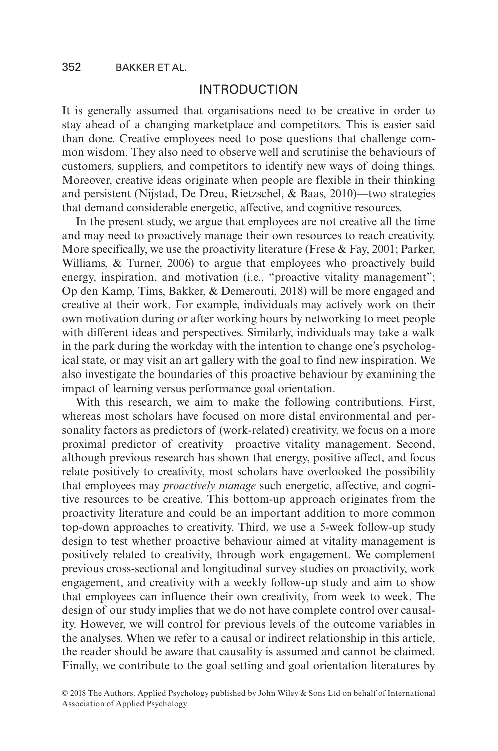## INTRODUCTION

It is generally assumed that organisations need to be creative in order to stay ahead of a changing marketplace and competitors. This is easier said than done. Creative employees need to pose questions that challenge common wisdom. They also need to observe well and scrutinise the behaviours of customers, suppliers, and competitors to identify new ways of doing things. Moreover, creative ideas originate when people are flexible in their thinking and persistent (Nijstad, De Dreu, Rietzschel, & Baas, 2010)—two strategies that demand considerable energetic, affective, and cognitive resources.

In the present study, we argue that employees are not creative all the time and may need to proactively manage their own resources to reach creativity. More specifically, we use the proactivity literature (Frese & Fay, 2001; Parker, Williams, & Turner, 2006) to argue that employees who proactively build energy, inspiration, and motivation (i.e., "proactive vitality management"; Op den Kamp, Tims, Bakker, & Demerouti, 2018) will be more engaged and creative at their work. For example, individuals may actively work on their own motivation during or after working hours by networking to meet people with different ideas and perspectives. Similarly, individuals may take a walk in the park during the workday with the intention to change one's psychological state, or may visit an art gallery with the goal to find new inspiration. We also investigate the boundaries of this proactive behaviour by examining the impact of learning versus performance goal orientation.

With this research, we aim to make the following contributions. First, whereas most scholars have focused on more distal environmental and personality factors as predictors of (work-related) creativity, we focus on a more proximal predictor of creativity—proactive vitality management. Second, although previous research has shown that energy, positive affect, and focus relate positively to creativity, most scholars have overlooked the possibility that employees may *proactively manage* such energetic, affective, and cognitive resources to be creative. This bottom-up approach originates from the proactivity literature and could be an important addition to more common top-down approaches to creativity. Third, we use a 5-week follow-up study design to test whether proactive behaviour aimed at vitality management is positively related to creativity, through work engagement. We complement previous cross-sectional and longitudinal survey studies on proactivity, work engagement, and creativity with a weekly follow-up study and aim to show that employees can influence their own creativity, from week to week. The design of our study implies that we do not have complete control over causality. However, we will control for previous levels of the outcome variables in the analyses. When we refer to a causal or indirect relationship in this article, the reader should be aware that causality is assumed and cannot be claimed. Finally, we contribute to the goal setting and goal orientation literatures by

© 2018 The Authors. Applied Psychology published by John Wiley & Sons Ltd on behalf of International Association of Applied Psychology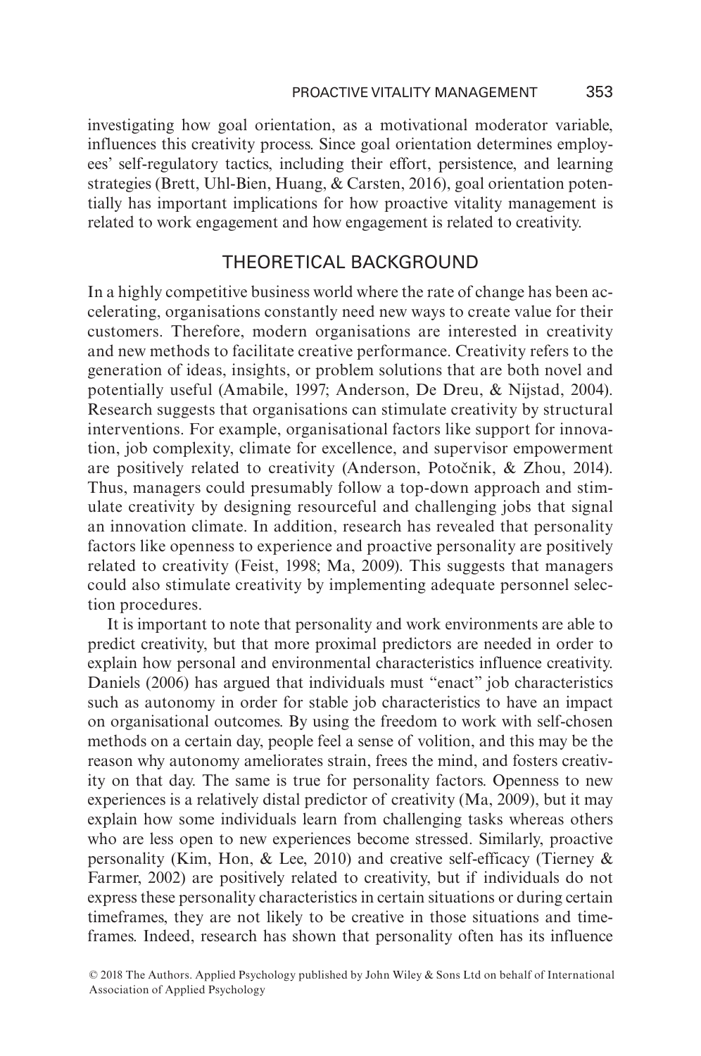investigating how goal orientation, as a motivational moderator variable, influences this creativity process. Since goal orientation determines employees' self-regulatory tactics, including their effort, persistence, and learning strategies (Brett, Uhl-Bien, Huang, & Carsten, 2016), goal orientation potentially has important implications for how proactive vitality management is related to work engagement and how engagement is related to creativity.

## THEORETICAL BACKGROUND

In a highly competitive business world where the rate of change has been accelerating, organisations constantly need new ways to create value for their customers. Therefore, modern organisations are interested in creativity and new methods to facilitate creative performance. Creativity refers to the generation of ideas, insights, or problem solutions that are both novel and potentially useful (Amabile, 1997; Anderson, De Dreu, & Nijstad, 2004). Research suggests that organisations can stimulate creativity by structural interventions. For example, organisational factors like support for innovation, job complexity, climate for excellence, and supervisor empowerment are positively related to creativity (Anderson, Potočnik, & Zhou, 2014). Thus, managers could presumably follow a top-down approach and stimulate creativity by designing resourceful and challenging jobs that signal an innovation climate. In addition, research has revealed that personality factors like openness to experience and proactive personality are positively related to creativity (Feist, 1998; Ma, 2009). This suggests that managers could also stimulate creativity by implementing adequate personnel selection procedures.

It is important to note that personality and work environments are able to predict creativity, but that more proximal predictors are needed in order to explain how personal and environmental characteristics influence creativity. Daniels (2006) has argued that individuals must "enact" job characteristics such as autonomy in order for stable job characteristics to have an impact on organisational outcomes. By using the freedom to work with self-chosen methods on a certain day, people feel a sense of volition, and this may be the reason why autonomy ameliorates strain, frees the mind, and fosters creativity on that day. The same is true for personality factors. Openness to new experiences is a relatively distal predictor of creativity (Ma, 2009), but it may explain how some individuals learn from challenging tasks whereas others who are less open to new experiences become stressed. Similarly, proactive personality (Kim, Hon, & Lee, 2010) and creative self-efficacy (Tierney & Farmer, 2002) are positively related to creativity, but if individuals do not express these personality characteristics in certain situations or during certain timeframes, they are not likely to be creative in those situations and timeframes. Indeed, research has shown that personality often has its influence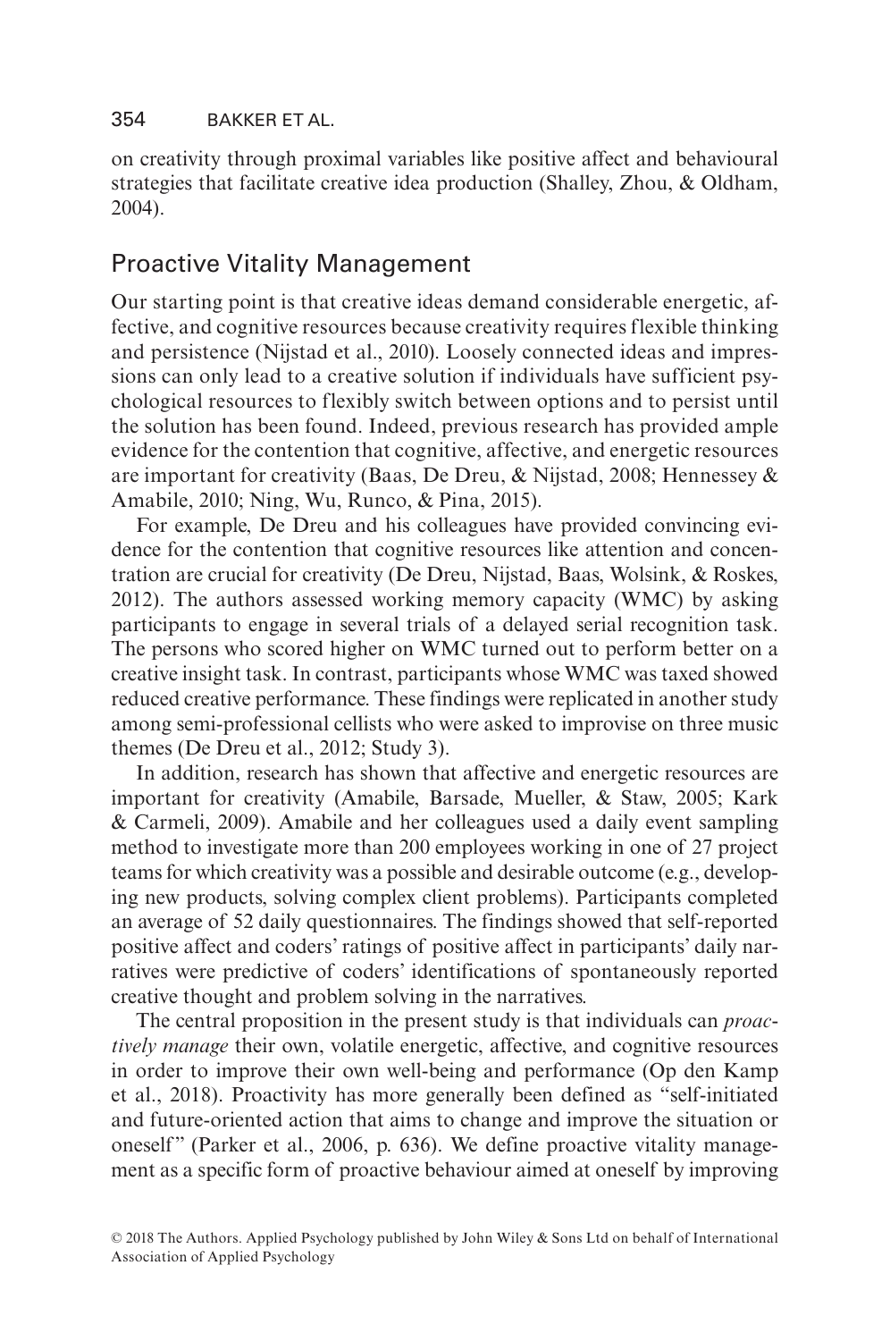on creativity through proximal variables like positive affect and behavioural strategies that facilitate creative idea production (Shalley, Zhou, & Oldham, 2004).

## Proactive Vitality Management

Our starting point is that creative ideas demand considerable energetic, affective, and cognitive resources because creativity requires flexible thinking and persistence (Nijstad et al., 2010). Loosely connected ideas and impressions can only lead to a creative solution if individuals have sufficient psychological resources to flexibly switch between options and to persist until the solution has been found. Indeed, previous research has provided ample evidence for the contention that cognitive, affective, and energetic resources are important for creativity (Baas, De Dreu, & Nijstad, 2008; Hennessey & Amabile, 2010; Ning, Wu, Runco, & Pina, 2015).

For example, De Dreu and his colleagues have provided convincing evidence for the contention that cognitive resources like attention and concentration are crucial for creativity (De Dreu, Nijstad, Baas, Wolsink, & Roskes, 2012). The authors assessed working memory capacity (WMC) by asking participants to engage in several trials of a delayed serial recognition task. The persons who scored higher on WMC turned out to perform better on a creative insight task. In contrast, participants whose WMC was taxed showed reduced creative performance. These findings were replicated in another study among semi-professional cellists who were asked to improvise on three music themes (De Dreu et al., 2012; Study 3).

In addition, research has shown that affective and energetic resources are important for creativity (Amabile, Barsade, Mueller, & Staw, 2005; Kark & Carmeli, 2009). Amabile and her colleagues used a daily event sampling method to investigate more than 200 employees working in one of 27 project teams for which creativity was a possible and desirable outcome (e.g., developing new products, solving complex client problems). Participants completed an average of 52 daily questionnaires. The findings showed that self-reported positive affect and coders' ratings of positive affect in participants' daily narratives were predictive of coders' identifications of spontaneously reported creative thought and problem solving in the narratives.

The central proposition in the present study is that individuals can *proactively manage* their own, volatile energetic, affective, and cognitive resources in order to improve their own well-being and performance (Op den Kamp et al., 2018). Proactivity has more generally been defined as "self-initiated and future-oriented action that aims to change and improve the situation or oneself" (Parker et al., 2006, p. 636). We define proactive vitality management as a specific form of proactive behaviour aimed at oneself by improving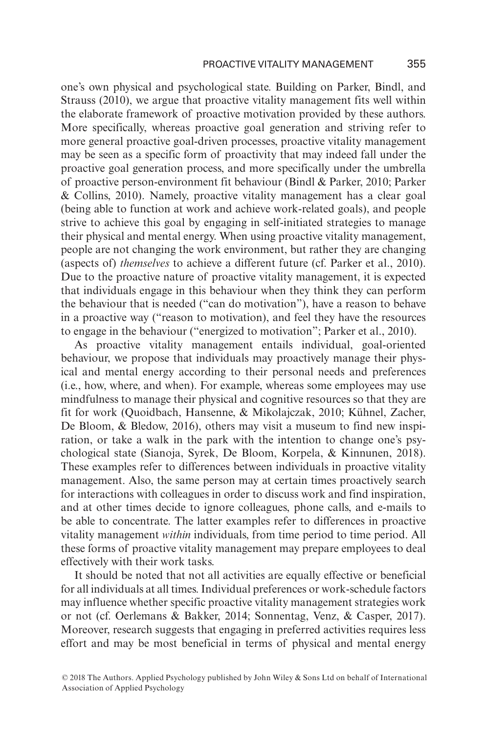one's own physical and psychological state. Building on Parker, Bindl, and Strauss (2010), we argue that proactive vitality management fits well within the elaborate framework of proactive motivation provided by these authors. More specifically, whereas proactive goal generation and striving refer to more general proactive goal-driven processes, proactive vitality management may be seen as a specific form of proactivity that may indeed fall under the proactive goal generation process, and more specifically under the umbrella of proactive person-environment fit behaviour (Bindl & Parker, 2010; Parker & Collins, 2010). Namely, proactive vitality management has a clear goal (being able to function at work and achieve work-related goals), and people strive to achieve this goal by engaging in self-initiated strategies to manage their physical and mental energy. When using proactive vitality management, people are not changing the work environment, but rather they are changing (aspects of) *themselves* to achieve a different future (cf. Parker et al., 2010). Due to the proactive nature of proactive vitality management, it is expected that individuals engage in this behaviour when they think they can perform the behaviour that is needed ("can do motivation"), have a reason to behave in a proactive way ("reason to motivation), and feel they have the resources to engage in the behaviour ("energized to motivation"; Parker et al., 2010).

As proactive vitality management entails individual, goal-oriented behaviour, we propose that individuals may proactively manage their physical and mental energy according to their personal needs and preferences (i.e., how, where, and when). For example, whereas some employees may use mindfulness to manage their physical and cognitive resources so that they are fit for work (Quoidbach, Hansenne, & Mikolajczak, 2010; Kühnel, Zacher, De Bloom, & Bledow, 2016), others may visit a museum to find new inspiration, or take a walk in the park with the intention to change one's psychological state (Sianoja, Syrek, De Bloom, Korpela, & Kinnunen, 2018). These examples refer to differences between individuals in proactive vitality management. Also, the same person may at certain times proactively search for interactions with colleagues in order to discuss work and find inspiration, and at other times decide to ignore colleagues, phone calls, and e-mails to be able to concentrate. The latter examples refer to differences in proactive vitality management *within* individuals, from time period to time period. All these forms of proactive vitality management may prepare employees to deal effectively with their work tasks.

It should be noted that not all activities are equally effective or beneficial for all individuals at all times. Individual preferences or work-schedule factors may influence whether specific proactive vitality management strategies work or not (cf. Oerlemans & Bakker, 2014; Sonnentag, Venz, & Casper, 2017). Moreover, research suggests that engaging in preferred activities requires less effort and may be most beneficial in terms of physical and mental energy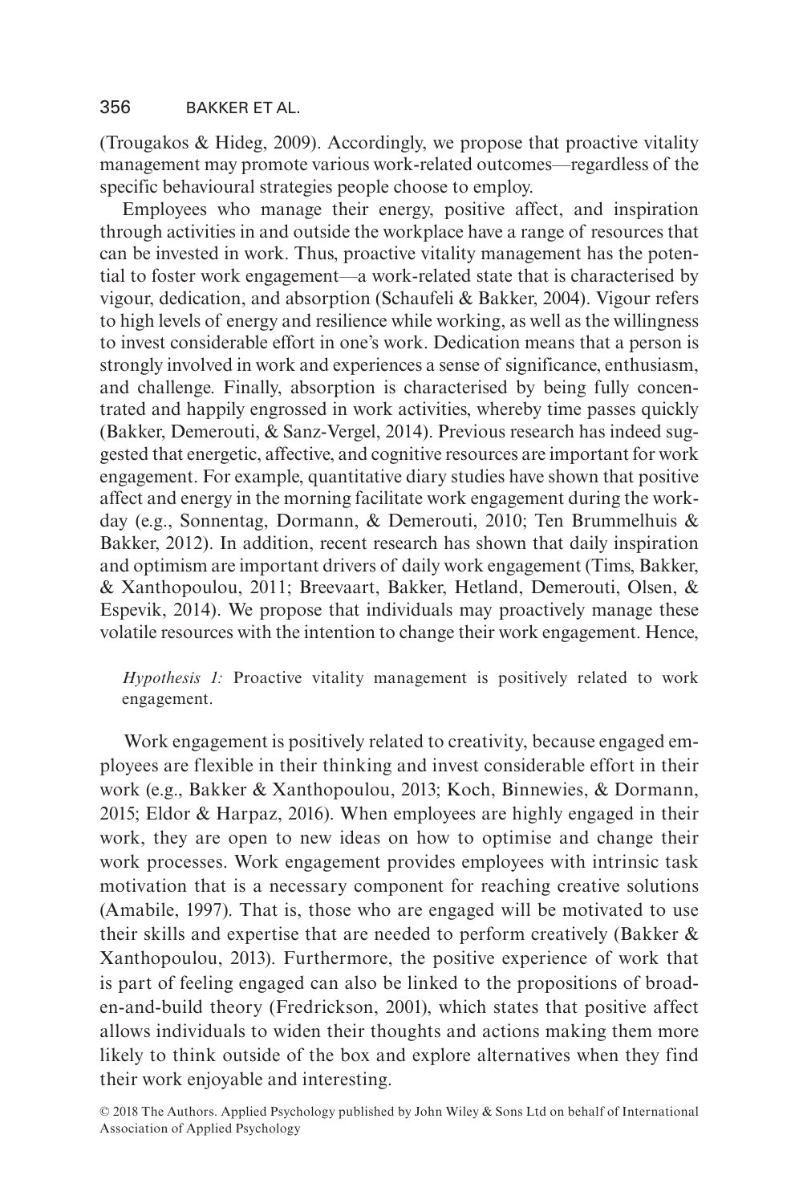(Trougakos & Hideg, 2009). Accordingly, we propose that proactive vitality management may promote various work-related outcomes—regardless of the specific behavioural strategies people choose to employ.

Employees who manage their energy, positive affect, and inspiration through activities in and outside the workplace have a range of resources that can be invested in work. Thus, proactive vitality management has the potential to foster work engagement—a work-related state that is characterised by vigour, dedication, and absorption (Schaufeli & Bakker, 2004). Vigour refers to high levels of energy and resilience while working, as well as the willingness to invest considerable effort in one's work. Dedication means that a person is strongly involved in work and experiences a sense of significance, enthusiasm, and challenge. Finally, absorption is characterised by being fully concentrated and happily engrossed in work activities, whereby time passes quickly (Bakker, Demerouti, & Sanz-Vergel, 2014). Previous research has indeed suggested that energetic, affective, and cognitive resources are important for work engagement. For example, quantitative diary studies have shown that positive affect and energy in the morning facilitate work engagement during the workday (e.g., Sonnentag, Dormann, & Demerouti, 2010; Ten Brummelhuis & Bakker, 2012). In addition, recent research has shown that daily inspiration and optimism are important drivers of daily work engagement (Tims, Bakker, & Xanthopoulou, 2011; Breevaart, Bakker, Hetland, Demerouti, Olsen, & Espevik, 2014). We propose that individuals may proactively manage these volatile resources with the intention to change their work engagement. Hence,

> *Hypothesis 1:* Proactive vitality management is positively related to work engagement.

Work engagement is positively related to creativity, because engaged employees are flexible in their thinking and invest considerable effort in their work (e.g., Bakker & Xanthopoulou, 2013; Koch, Binnewies, & Dormann, 2015; Eldor & Harpaz, 2016). When employees are highly engaged in their work, they are open to new ideas on how to optimise and change their work processes. Work engagement provides employees with intrinsic task motivation that is a necessary component for reaching creative solutions (Amabile, 1997). That is, those who are engaged will be motivated to use their skills and expertise that are needed to perform creatively (Bakker & Xanthopoulou, 2013). Furthermore, the positive experience of work that is part of feeling engaged can also be linked to the propositions of broaden-and-build theory (Fredrickson, 2001), which states that positive affect allows individuals to widen their thoughts and actions making them more likely to think outside of the box and explore alternatives when they find their work enjoyable and interesting.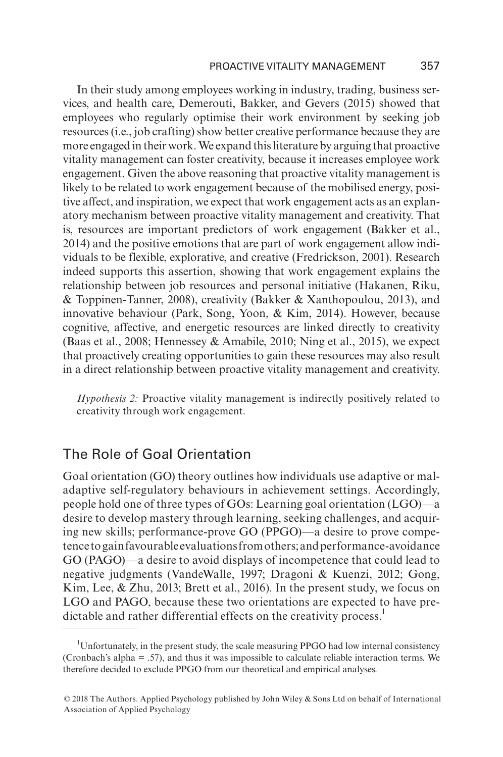In their study among employees working in industry, trading, business services, and health care, Demerouti, Bakker, and Gevers (2015) showed that employees who regularly optimise their work environment by seeking job resources (i.e., job crafting) show better creative performance because they are more engaged in their work. We expand this literature by arguing that proactive vitality management can foster creativity, because it increases employee work engagement. Given the above reasoning that proactive vitality management is likely to be related to work engagement because of the mobilised energy, positive affect, and inspiration, we expect that work engagement acts as an explanatory mechanism between proactive vitality management and creativity. That is, resources are important predictors of work engagement (Bakker et al., 2014) and the positive emotions that are part of work engagement allow individuals to be flexible, explorative, and creative (Fredrickson, 2001). Research indeed supports this assertion, showing that work engagement explains the relationship between job resources and personal initiative (Hakanen, Riku, & Toppinen-Tanner, 2008), creativity (Bakker & Xanthopoulou, 2013), and innovative behaviour (Park, Song, Yoon, & Kim, 2014). However, because cognitive, affective, and energetic resources are linked directly to creativity (Baas et al., 2008; Hennessey & Amabile, 2010; Ning et al., 2015), we expect that proactively creating opportunities to gain these resources may also result in a direct relationship between proactive vitality management and creativity.

*Hypothesis 2:* Proactive vitality management is indirectly positively related to creativity through work engagement.

## The Role of Goal Orientation

Goal orientation (GO) theory outlines how individuals use adaptive or maladaptive self-regulatory behaviours in achievement settings. Accordingly, people hold one of three types of GOs: Learning goal orientation (LGO)—a desire to develop mastery through learning, seeking challenges, and acquiring new skills; performance-prove GO (PPGO)—a desire to prove competence to gain favourable evaluations from others; and performance-avoidance GO (PAGO)—a desire to avoid displays of incompetence that could lead to negative judgments (VandeWalle, 1997; Dragoni & Kuenzi, 2012; Gong, Kim, Lee, & Zhu, 2013; Brett et al., 2016). In the present study, we focus on LGO and PAGO, because these two orientations are expected to have predictable and rather differential effects on the creativity process.[1]

[1]Unfortunately, in the present study, the scale measuring PPGO had low internal consistency (Cronbach's alpha = .57), and thus it was impossible to calculate reliable interaction terms. We therefore decided to exclude PPGO from our theoretical and empirical analyses.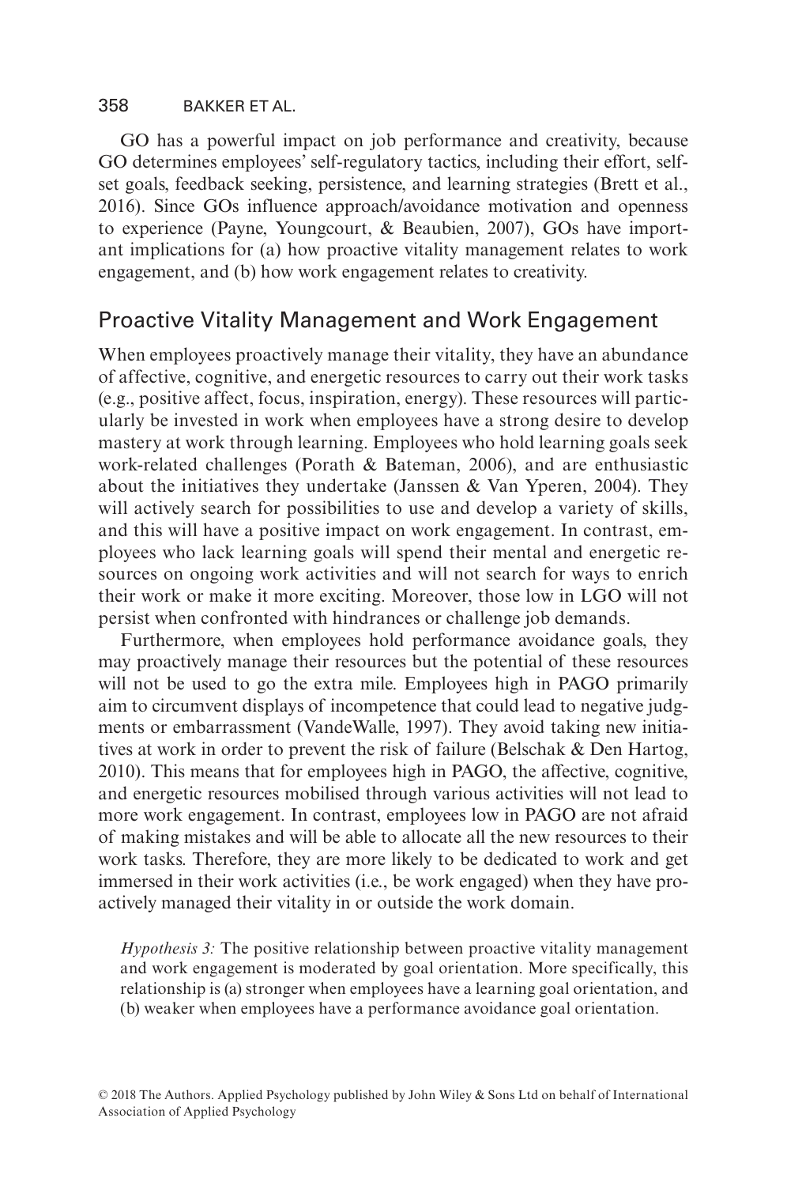GO has a powerful impact on job performance and creativity, because GO determines employees' self-regulatory tactics, including their effort, self-set goals, feedback seeking, persistence, and learning strategies (Brett et al., 2016). Since GOs influence approach/avoidance motivation and openness to experience (Payne, Youngcourt, & Beaubien, 2007), GOs have important implications for (a) how proactive vitality management relates to work engagement, and (b) how work engagement relates to creativity.

## Proactive Vitality Management and Work Engagement

When employees proactively manage their vitality, they have an abundance of affective, cognitive, and energetic resources to carry out their work tasks (e.g., positive affect, focus, inspiration, energy). These resources will particularly be invested in work when employees have a strong desire to develop mastery at work through learning. Employees who hold learning goals seek work-related challenges (Porath & Bateman, 2006), and are enthusiastic about the initiatives they undertake (Janssen & Van Yperen, 2004). They will actively search for possibilities to use and develop a variety of skills, and this will have a positive impact on work engagement. In contrast, employees who lack learning goals will spend their mental and energetic resources on ongoing work activities and will not search for ways to enrich their work or make it more exciting. Moreover, those low in LGO will not persist when confronted with hindrances or challenge job demands.

Furthermore, when employees hold performance avoidance goals, they may proactively manage their resources but the potential of these resources will not be used to go the extra mile. Employees high in PAGO primarily aim to circumvent displays of incompetence that could lead to negative judgments or embarrassment (VandeWalle, 1997). They avoid taking new initiatives at work in order to prevent the risk of failure (Belschak & Den Hartog, 2010). This means that for employees high in PAGO, the affective, cognitive, and energetic resources mobilised through various activities will not lead to more work engagement. In contrast, employees low in PAGO are not afraid of making mistakes and will be able to allocate all the new resources to their work tasks. Therefore, they are more likely to be dedicated to work and get immersed in their work activities (i.e., be work engaged) when they have proactively managed their vitality in or outside the work domain.

> *Hypothesis 3:* The positive relationship between proactive vitality management and work engagement is moderated by goal orientation. More specifically, this relationship is (a) stronger when employees have a learning goal orientation, and (b) weaker when employees have a performance avoidance goal orientation.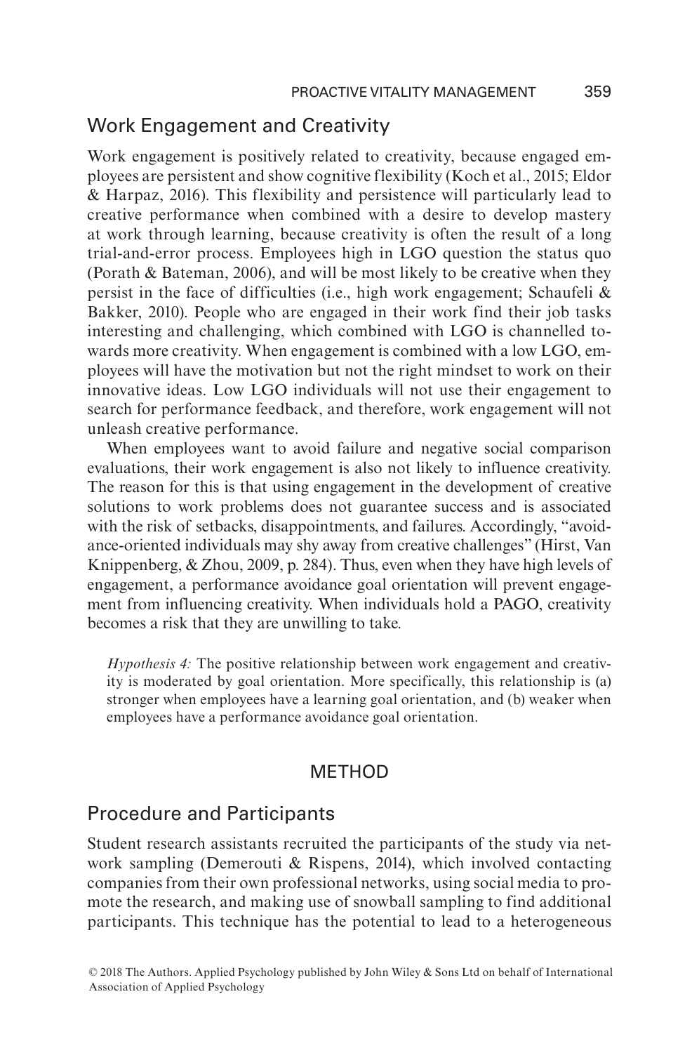## Work Engagement and Creativity

Work engagement is positively related to creativity, because engaged employees are persistent and show cognitive flexibility (Koch et al., 2015; Eldor & Harpaz, 2016). This flexibility and persistence will particularly lead to creative performance when combined with a desire to develop mastery at work through learning, because creativity is often the result of a long trial-and-error process. Employees high in LGO question the status quo (Porath & Bateman, 2006), and will be most likely to be creative when they persist in the face of difficulties (i.e., high work engagement; Schaufeli & Bakker, 2010). People who are engaged in their work find their job tasks interesting and challenging, which combined with LGO is channelled towards more creativity. When engagement is combined with a low LGO, employees will have the motivation but not the right mindset to work on their innovative ideas. Low LGO individuals will not use their engagement to search for performance feedback, and therefore, work engagement will not unleash creative performance.

When employees want to avoid failure and negative social comparison evaluations, their work engagement is also not likely to influence creativity. The reason for this is that using engagement in the development of creative solutions to work problems does not guarantee success and is associated with the risk of setbacks, disappointments, and failures. Accordingly, "avoidance-oriented individuals may shy away from creative challenges" (Hirst, Van Knippenberg, & Zhou, 2009, p. 284). Thus, even when they have high levels of engagement, a performance avoidance goal orientation will prevent engagement from influencing creativity. When individuals hold a PAGO, creativity becomes a risk that they are unwilling to take.

> *Hypothesis 4:* The positive relationship between work engagement and creativity is moderated by goal orientation. More specifically, this relationship is (a) stronger when employees have a learning goal orientation, and (b) weaker when employees have a performance avoidance goal orientation.

# METHOD

## Procedure and Participants

Student research assistants recruited the participants of the study via network sampling (Demerouti & Rispens, 2014), which involved contacting companies from their own professional networks, using social media to promote the research, and making use of snowball sampling to find additional participants. This technique has the potential to lead to a heterogeneous

© 2018 The Authors. Applied Psychology published by John Wiley & Sons Ltd on behalf of International Association of Applied Psychology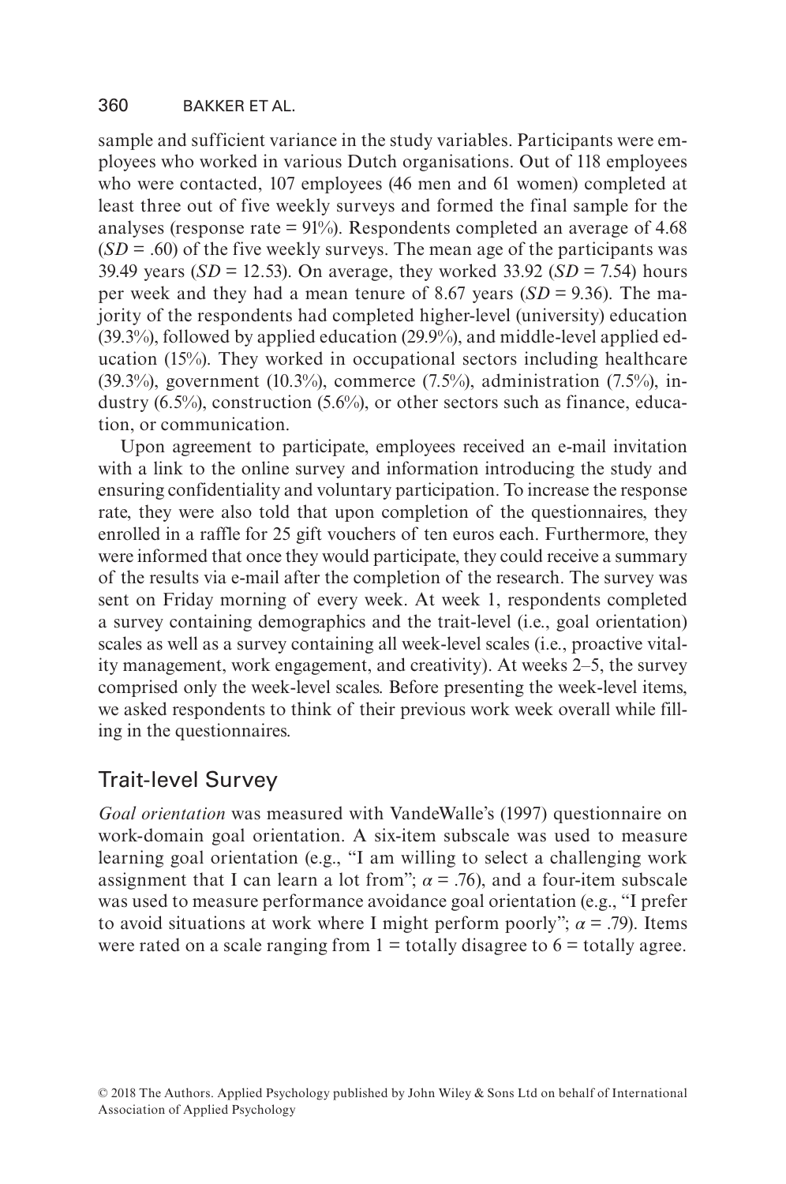sample and sufficient variance in the study variables. Participants were employees who worked in various Dutch organisations. Out of 118 employees who were contacted, 107 employees (46 men and 61 women) completed at least three out of five weekly surveys and formed the final sample for the analyses (response rate = 91%). Respondents completed an average of 4.68 ($SD$ = .60) of the five weekly surveys. The mean age of the participants was 39.49 years ($SD$ = 12.53). On average, they worked 33.92 ($SD$ = 7.54) hours per week and they had a mean tenure of 8.67 years ($SD$ = 9.36). The majority of the respondents had completed higher-level (university) education (39.3%), followed by applied education (29.9%), and middle-level applied education (15%). They worked in occupational sectors including healthcare (39.3%), government (10.3%), commerce (7.5%), administration (7.5%), industry (6.5%), construction (5.6%), or other sectors such as finance, education, or communication.

Upon agreement to participate, employees received an e-mail invitation with a link to the online survey and information introducing the study and ensuring confidentiality and voluntary participation. To increase the response rate, they were also told that upon completion of the questionnaires, they enrolled in a raffle for 25 gift vouchers of ten euros each. Furthermore, they were informed that once they would participate, they could receive a summary of the results via e-mail after the completion of the research. The survey was sent on Friday morning of every week. At week 1, respondents completed a survey containing demographics and the trait-level (i.e., goal orientation) scales as well as a survey containing all week-level scales (i.e., proactive vitality management, work engagement, and creativity). At weeks 2–5, the survey comprised only the week-level scales. Before presenting the week-level items, we asked respondents to think of their previous work week overall while filling in the questionnaires.

## Trait-level Survey

*Goal orientation* was measured with VandeWalle's (1997) questionnaire on work-domain goal orientation. A six-item subscale was used to measure learning goal orientation (e.g., "I am willing to select a challenging work assignment that I can learn a lot from"; $\alpha = .76$), and a four-item subscale was used to measure performance avoidance goal orientation (e.g., "I prefer to avoid situations at work where I might perform poorly"; $\alpha = .79$). Items were rated on a scale ranging from 1 = totally disagree to 6 = totally agree.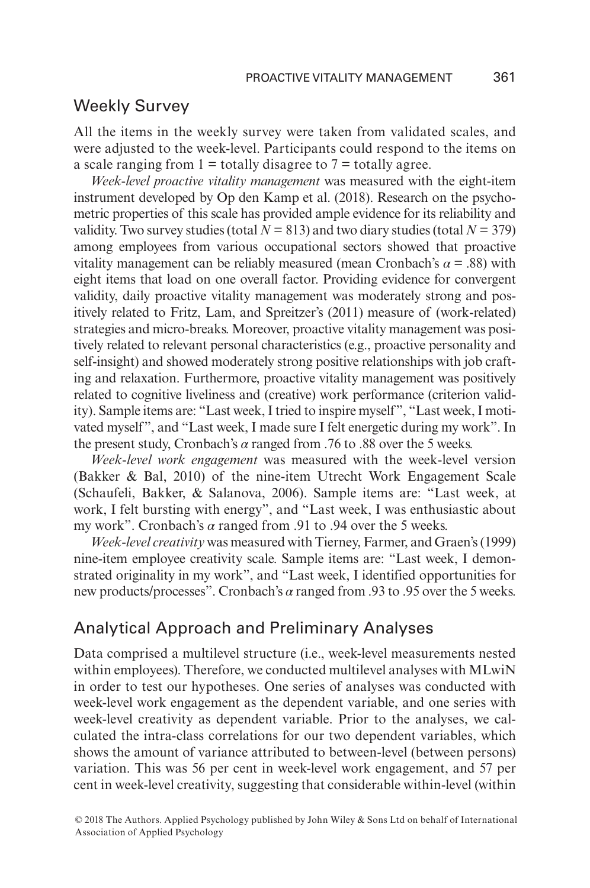## Weekly Survey

All the items in the weekly survey were taken from validated scales, and were adjusted to the week-level. Participants could respond to the items on a scale ranging from 1 = totally disagree to 7 = totally agree.

*Week-level proactive vitality management* was measured with the eight-item instrument developed by Op den Kamp et al. (2018). Research on the psychometric properties of this scale has provided ample evidence for its reliability and validity. Two survey studies (total $N = 813$) and two diary studies (total $N = 379$) among employees from various occupational sectors showed that proactive vitality management can be reliably measured (mean Cronbach's $\alpha = .88$) with eight items that load on one overall factor. Providing evidence for convergent validity, daily proactive vitality management was moderately strong and positively related to Fritz, Lam, and Spreitzer's (2011) measure of (work-related) strategies and micro-breaks. Moreover, proactive vitality management was positively related to relevant personal characteristics (e.g., proactive personality and self-insight) and showed moderately strong positive relationships with job crafting and relaxation. Furthermore, proactive vitality management was positively related to cognitive liveliness and (creative) work performance (criterion validity). Sample items are: "Last week, I tried to inspire myself", "Last week, I motivated myself", and "Last week, I made sure I felt energetic during my work". In the present study, Cronbach's $\alpha$ ranged from .76 to .88 over the 5 weeks.

*Week-level work engagement* was measured with the week-level version (Bakker & Bal, 2010) of the nine-item Utrecht Work Engagement Scale (Schaufeli, Bakker, & Salanova, 2006). Sample items are: "Last week, at work, I felt bursting with energy", and "Last week, I was enthusiastic about my work". Cronbach's $\alpha$ ranged from .91 to .94 over the 5 weeks.

*Week-level creativity* was measured with Tierney, Farmer, and Graen's (1999) nine-item employee creativity scale. Sample items are: "Last week, I demonstrated originality in my work", and "Last week, I identified opportunities for new products/processes". Cronbach's $\alpha$ ranged from .93 to .95 over the 5 weeks.

## Analytical Approach and Preliminary Analyses

Data comprised a multilevel structure (i.e., week-level measurements nested within employees). Therefore, we conducted multilevel analyses with MLwiN in order to test our hypotheses. One series of analyses was conducted with week-level work engagement as the dependent variable, and one series with week-level creativity as dependent variable. Prior to the analyses, we calculated the intra-class correlations for our two dependent variables, which shows the amount of variance attributed to between-level (between persons) variation. This was 56 per cent in week-level work engagement, and 57 per cent in week-level creativity, suggesting that considerable within-level (within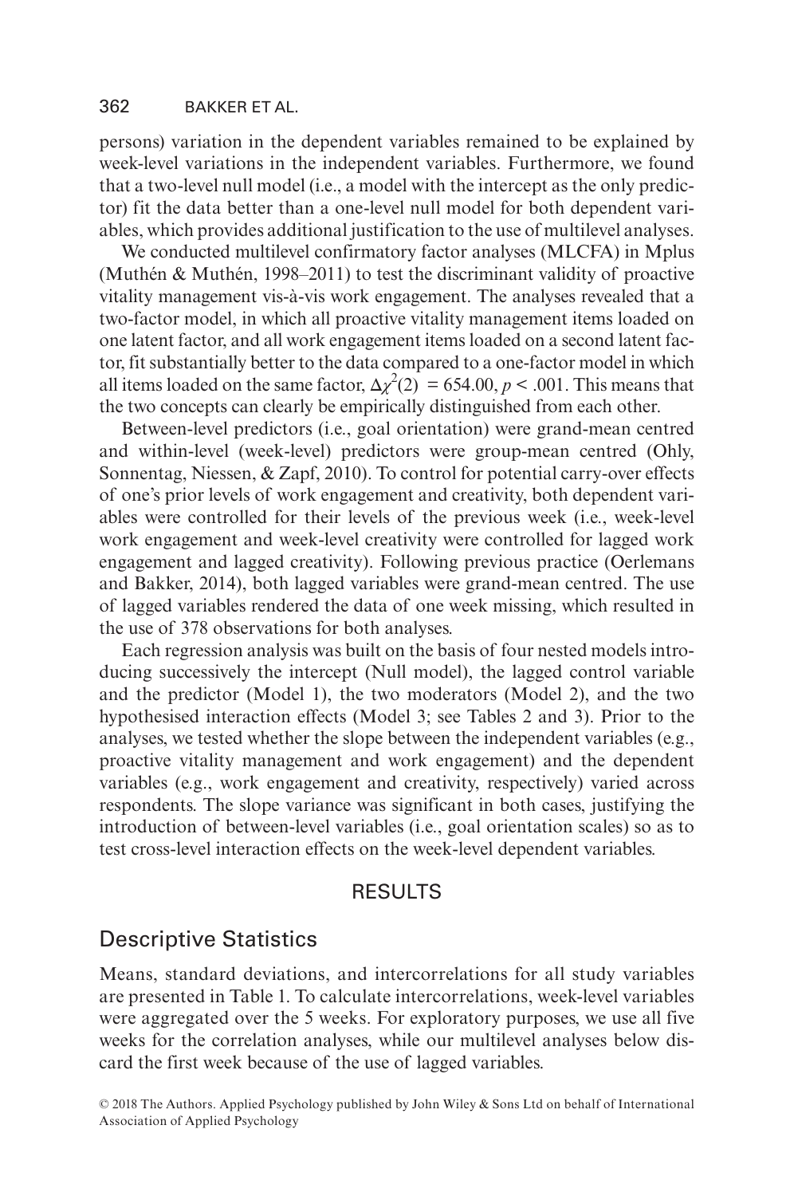persons) variation in the dependent variables remained to be explained by week-level variations in the independent variables. Furthermore, we found that a two-level null model (i.e., a model with the intercept as the only predictor) fit the data better than a one-level null model for both dependent variables, which provides additional justification to the use of multilevel analyses.

We conducted multilevel confirmatory factor analyses (MLCFA) in Mplus (Muthén & Muthén, 1998–2011) to test the discriminant validity of proactive vitality management vis-à-vis work engagement. The analyses revealed that a two-factor model, in which all proactive vitality management items loaded on one latent factor, and all work engagement items loaded on a second latent factor, fit substantially better to the data compared to a one-factor model in which all items loaded on the same factor, $\Delta\chi^2(2) = 654.00$, $p < .001$. This means that the two concepts can clearly be empirically distinguished from each other.

Between-level predictors (i.e., goal orientation) were grand-mean centred and within-level (week-level) predictors were group-mean centred (Ohly, Sonnentag, Niessen, & Zapf, 2010). To control for potential carry-over effects of one's prior levels of work engagement and creativity, both dependent variables were controlled for their levels of the previous week (i.e., week-level work engagement and week-level creativity were controlled for lagged work engagement and lagged creativity). Following previous practice (Oerlemans and Bakker, 2014), both lagged variables were grand-mean centred. The use of lagged variables rendered the data of one week missing, which resulted in the use of 378 observations for both analyses.

Each regression analysis was built on the basis of four nested models introducing successively the intercept (Null model), the lagged control variable and the predictor (Model 1), the two moderators (Model 2), and the two hypothesised interaction effects (Model 3; see Tables 2 and 3). Prior to the analyses, we tested whether the slope between the independent variables (e.g., proactive vitality management and work engagement) and the dependent variables (e.g., work engagement and creativity, respectively) varied across respondents. The slope variance was significant in both cases, justifying the introduction of between-level variables (i.e., goal orientation scales) so as to test cross-level interaction effects on the week-level dependent variables.

# RESULTS

## Descriptive Statistics

Means, standard deviations, and intercorrelations for all study variables are presented in Table 1. To calculate intercorrelations, week-level variables were aggregated over the 5 weeks. For exploratory purposes, we use all five weeks for the correlation analyses, while our multilevel analyses below discard the first week because of the use of lagged variables.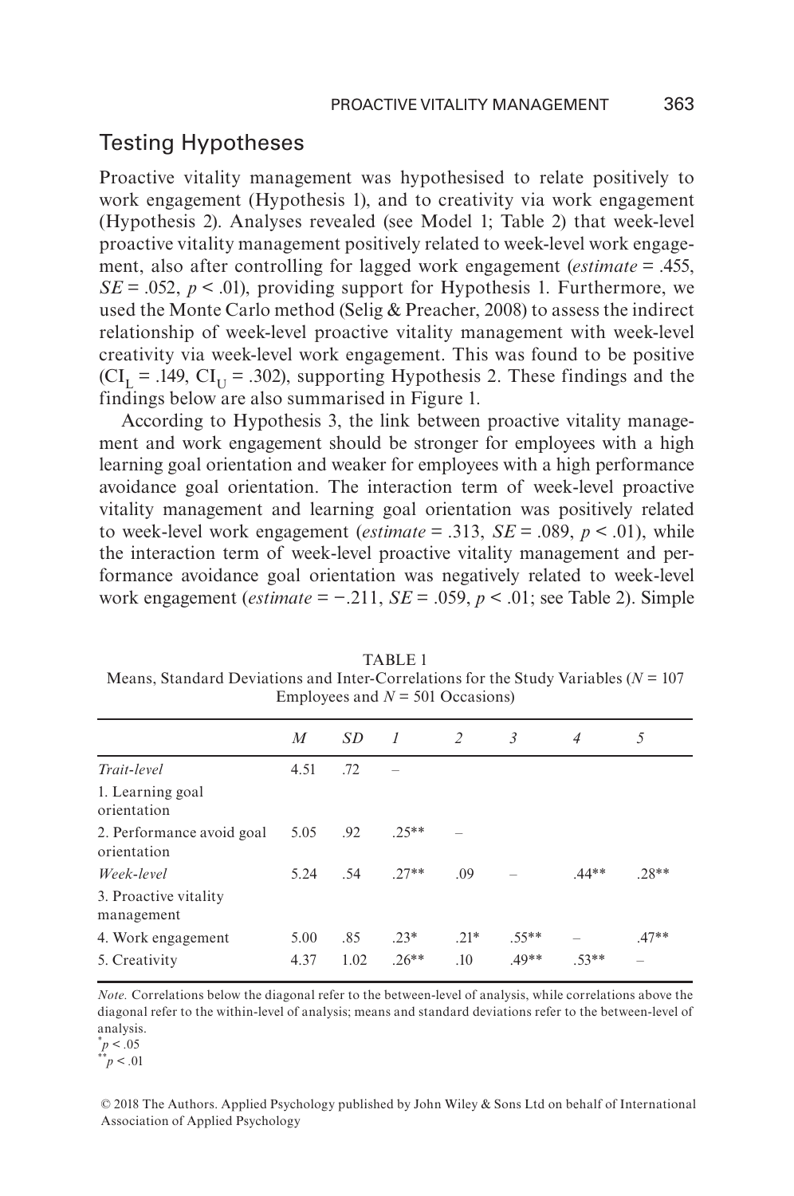## Testing Hypotheses

Proactive vitality management was hypothesised to relate positively to work engagement (Hypothesis 1), and to creativity via work engagement (Hypothesis 2). Analyses revealed (see Model 1; Table 2) that week-level proactive vitality management positively related to week-level work engagement, also after controlling for lagged work engagement (*estimate* = .455, $SE = .052$, $p < .01$), providing support for Hypothesis 1. Furthermore, we used the Monte Carlo method (Selig & Preacher, 2008) to assess the indirect relationship of week-level proactive vitality management with week-level creativity via week-level work engagement. This was found to be positive ($CI_L = .149$, $CI_U = .302$), supporting Hypothesis 2. These findings and the findings below are also summarised in Figure 1.

According to Hypothesis 3, the link between proactive vitality management and work engagement should be stronger for employees with a high learning goal orientation and weaker for employees with a high performance avoidance goal orientation. The interaction term of week-level proactive vitality management and learning goal orientation was positively related to week-level work engagement (*estimate* = .313, $SE = .089$, $p < .01$), while the interaction term of week-level proactive vitality management and performance avoidance goal orientation was negatively related to week-level work engagement (*estimate* = −.211, $SE = .059$, $p < .01$; see Table 2). Simple

TABLE 1
Means, Standard Deviations and Inter-Correlations for the Study Variables ($N = 107$ Employees and $N = 501$ Occasions)

| | *M* | *SD* | *1* | *2* | *3* | *4* | *5* |
|---|---|---|---|---|---|---|---|
| *Trait-level* | | | | | | | |
| 1. Learning goal orientation | 4.51 | .72 | – | | | | |
| 2. Performance avoid goal orientation | 5.05 | .92 | .25** | – | | | |
| *Week-level* | | | | | | | |
| 3. Proactive vitality management | 5.24 | .54 | .27** | .09 | – | .44** | .28** |
| 4. Work engagement | 5.00 | .85 | .23* | .21* | .55** | – | .47** |
| 5. Creativity | 4.37 | 1.02 | .26** | .10 | .49** | .53** | – |

*Note.* Correlations below the diagonal refer to the between-level of analysis, while correlations above the diagonal refer to the within-level of analysis; means and standard deviations refer to the between-level of analysis.
*$p < .05$
**$p < .01$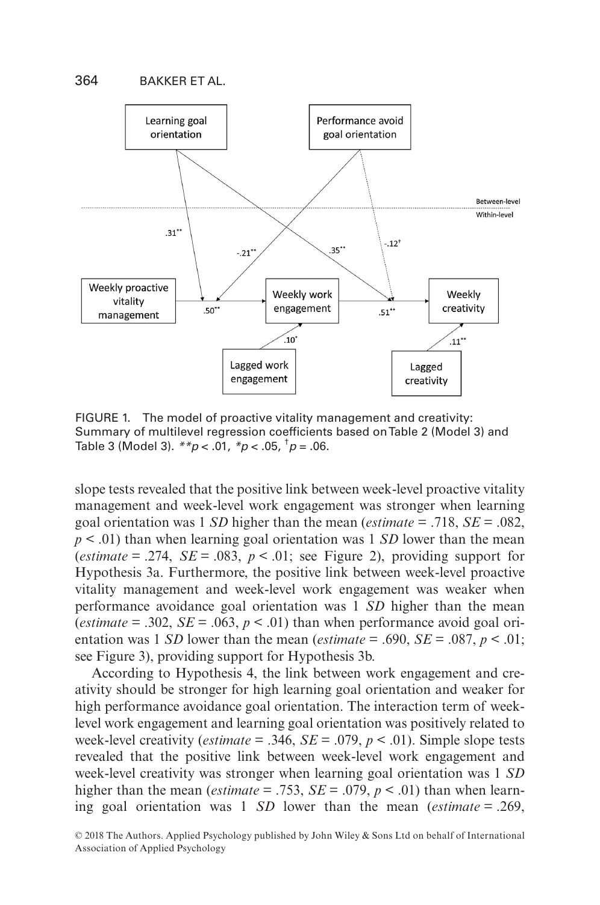FIGURE 1. The model of proactive vitality management and creativity: Summary of multilevel regression coefficients based on Table 2 (Model 3) and Table 3 (Model 3). $^{**}p < .01$, $^{*}p < .05$, $^{\dagger}p = .06$.

slope tests revealed that the positive link between week-level proactive vitality management and week-level work engagement was stronger when learning goal orientation was 1 *SD* higher than the mean (*estimate* = .718, *SE* = .082, $p < .01$) than when learning goal orientation was 1 *SD* lower than the mean (*estimate* = .274, *SE* = .083, $p < .01$; see Figure 2), providing support for Hypothesis 3a. Furthermore, the positive link between week-level proactive vitality management and week-level work engagement was weaker when performance avoidance goal orientation was 1 *SD* higher than the mean (*estimate* = .302, *SE* = .063, $p < .01$) than when performance avoid goal orientation was 1 *SD* lower than the mean (*estimate* = .690, *SE* = .087, $p < .01$; see Figure 3), providing support for Hypothesis 3b.

According to Hypothesis 4, the link between work engagement and creativity should be stronger for high learning goal orientation and weaker for high performance avoidance goal orientation. The interaction term of week-level work engagement and learning goal orientation was positively related to week-level creativity (*estimate* = .346, *SE* = .079, $p < .01$). Simple slope tests revealed that the positive link between week-level work engagement and week-level creativity was stronger when learning goal orientation was 1 *SD* higher than the mean (*estimate* = .753, *SE* = .079, $p < .01$) than when learning goal orientation was 1 *SD* lower than the mean (*estimate* = .269,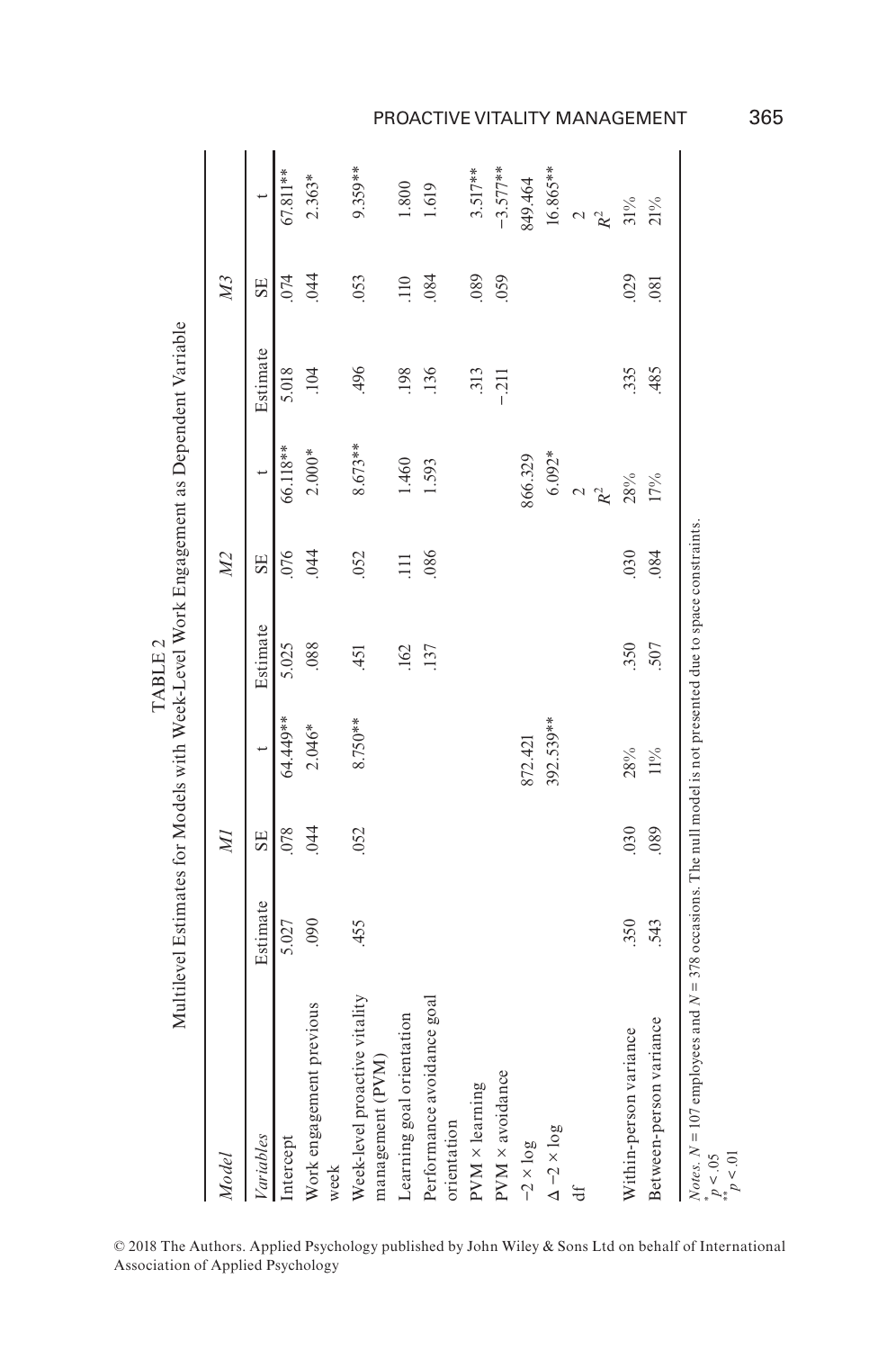TABLE 2

Multilevel Estimates for Models with Week-Level Work Engagement as Dependent Variable

| *Model* | *M1* | | | *M2* | | | *M3* | | |
|---|---|---|---|---|---|---|---|---|---|
| *Variables* | Estimate | SE | t | Estimate | SE | t | Estimate | SE | t |
| Intercept | 5.027 | .078 | 64.449** | 5.025 | .076 | 66.118** | 5.018 | .074 | 67.811** |
| Work engagement previous week | .090 | .044 | 2.046* | .088 | .044 | 2.000* | .104 | .044 | 2.363* |
| Week-level proactive vitality management (PVM) | .455 | .052 | 8.750** | .451 | .052 | 8.673** | .496 | .053 | 9.359** |
| Learning goal orientation | | | | .162 | .111 | 1.460 | .198 | .110 | 1.800 |
| Performance avoidance goal orientation | | | | .137 | .086 | 1.593 | .136 | .084 | 1.619 |
| PVM × learning | | | | | | | .313 | .089 | 3.517** |
| PVM × avoidance | | | | | | | −.211 | .059 | −3.577** |
| −2 × log | | | 872.421 | | | 866.329 | | | 849.464 |
| Δ −2 × log | | | 392.539** | | | 6.092* | | | 16.865** |
| df | | | | | | 2 | | | 2 |
| | | | | | | $R^2$ | | | $R^2$ |
| Within-person variance | .350 | .030 | 28% | .350 | .030 | 28% | .335 | .029 | 31% |
| Between-person variance | .543 | .089 | 11% | .507 | .084 | 17% | .485 | .081 | 21% |

*Notes.* $N$ = 107 employees and $N$ = 378 occasions. The null model is not presented due to space constraints.
\* $p < .05$
\*\* $p < .01$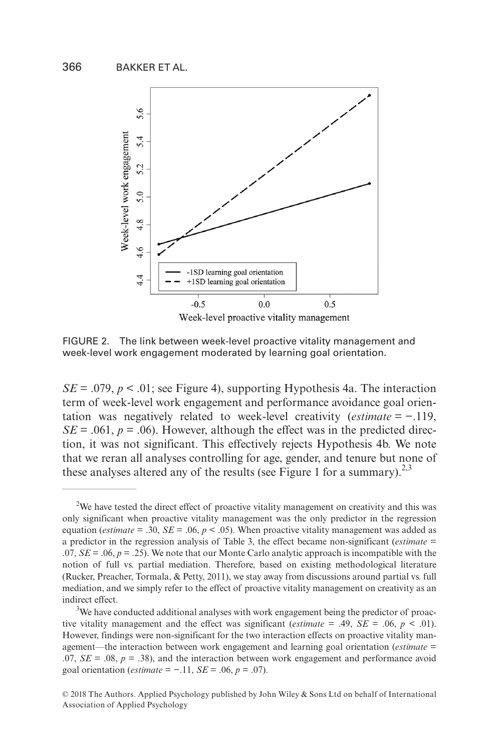FIGURE 2. The link between week-level proactive vitality management and week-level work engagement moderated by learning goal orientation.

*SE* = .079, $p < .01$; see Figure 4), supporting Hypothesis 4a. The interaction term of week-level work engagement and performance avoidance goal orientation was negatively related to week-level creativity (*estimate* = −.119, *SE* = .061, $p = .06$). However, although the effect was in the predicted direction, it was not significant. This effectively rejects Hypothesis 4b. We note that we reran all analyses controlling for age, gender, and tenure but none of these analyses altered any of the results (see Figure 1 for a summary).[2,3]

---

[2]We have tested the direct effect of proactive vitality management on creativity and this was only significant when proactive vitality management was the only predictor in the regression equation (*estimate* = .30, *SE* = .06, $p < .05$). When proactive vitality management was added as a predictor in the regression analysis of Table 3, the effect became non-significant (*estimate* = .07, *SE* = .06, $p = .25$). We note that our Monte Carlo analytic approach is incompatible with the notion of full vs. partial mediation. Therefore, based on existing methodological literature (Rucker, Preacher, Tormala, & Petty, 2011), we stay away from discussions around partial vs. full mediation, and we simply refer to the effect of proactive vitality management on creativity as an indirect effect.

[3]We have conducted additional analyses with work engagement being the predictor of proactive vitality management and the effect was significant (*estimate* = .49, *SE* = .06, $p < .01$). However, findings were non-significant for the two interaction effects on proactive vitality management—the interaction between work engagement and learning goal orientation (*estimate* = .07, *SE* = .08, $p = .38$), and the interaction between work engagement and performance avoid goal orientation (*estimate* = −.11, *SE* = .06, $p = .07$).

© 2018 The Authors. Applied Psychology published by John Wiley & Sons Ltd on behalf of International Association of Applied Psychology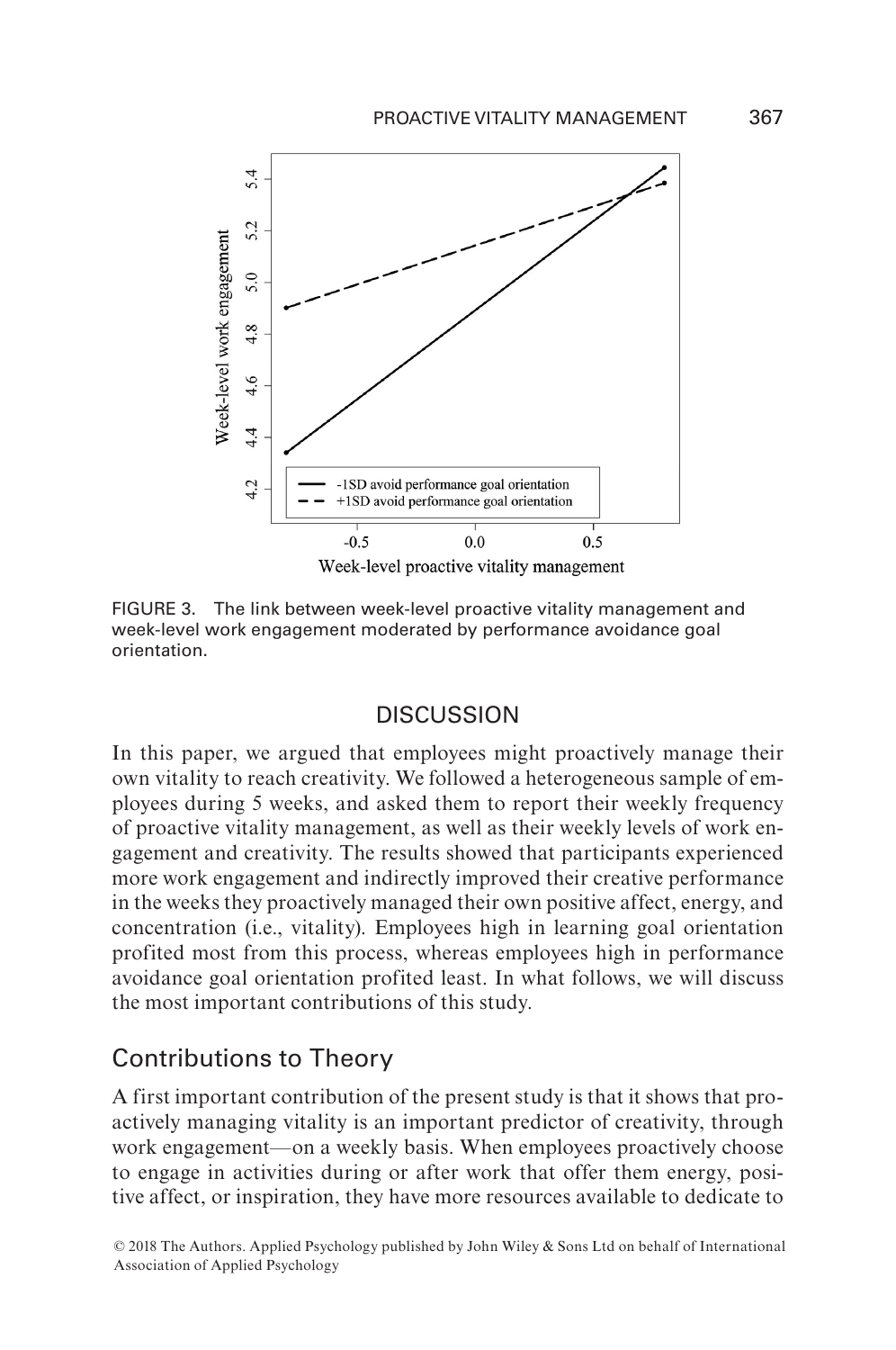FIGURE 3. The link between week-level proactive vitality management and week-level work engagement moderated by performance avoidance goal orientation.

## DISCUSSION

In this paper, we argued that employees might proactively manage their own vitality to reach creativity. We followed a heterogeneous sample of employees during 5 weeks, and asked them to report their weekly frequency of proactive vitality management, as well as their weekly levels of work engagement and creativity. The results showed that participants experienced more work engagement and indirectly improved their creative performance in the weeks they proactively managed their own positive affect, energy, and concentration (i.e., vitality). Employees high in learning goal orientation profited most from this process, whereas employees high in performance avoidance goal orientation profited least. In what follows, we will discuss the most important contributions of this study.

### Contributions to Theory

A first important contribution of the present study is that it shows that proactively managing vitality is an important predictor of creativity, through work engagement—on a weekly basis. When employees proactively choose to engage in activities during or after work that offer them energy, positive affect, or inspiration, they have more resources available to dedicate to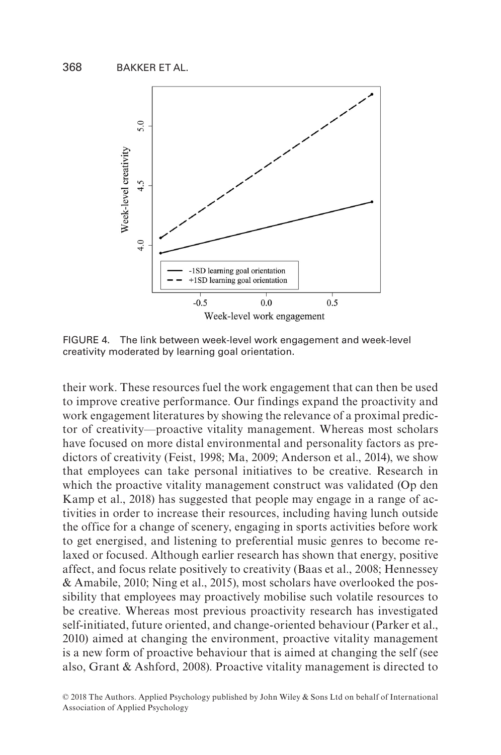FIGURE 4. The link between week-level work engagement and week-level creativity moderated by learning goal orientation.

their work. These resources fuel the work engagement that can then be used to improve creative performance. Our findings expand the proactivity and work engagement literatures by showing the relevance of a proximal predictor of creativity—proactive vitality management. Whereas most scholars have focused on more distal environmental and personality factors as predictors of creativity (Feist, 1998; Ma, 2009; Anderson et al., 2014), we show that employees can take personal initiatives to be creative. Research in which the proactive vitality management construct was validated (Op den Kamp et al., 2018) has suggested that people may engage in a range of activities in order to increase their resources, including having lunch outside the office for a change of scenery, engaging in sports activities before work to get energised, and listening to preferential music genres to become relaxed or focused. Although earlier research has shown that energy, positive affect, and focus relate positively to creativity (Baas et al., 2008; Hennessey & Amabile, 2010; Ning et al., 2015), most scholars have overlooked the possibility that employees may proactively mobilise such volatile resources to be creative. Whereas most previous proactivity research has investigated self-initiated, future oriented, and change-oriented behaviour (Parker et al., 2010) aimed at changing the environment, proactive vitality management is a new form of proactive behaviour that is aimed at changing the self (see also, Grant & Ashford, 2008). Proactive vitality management is directed to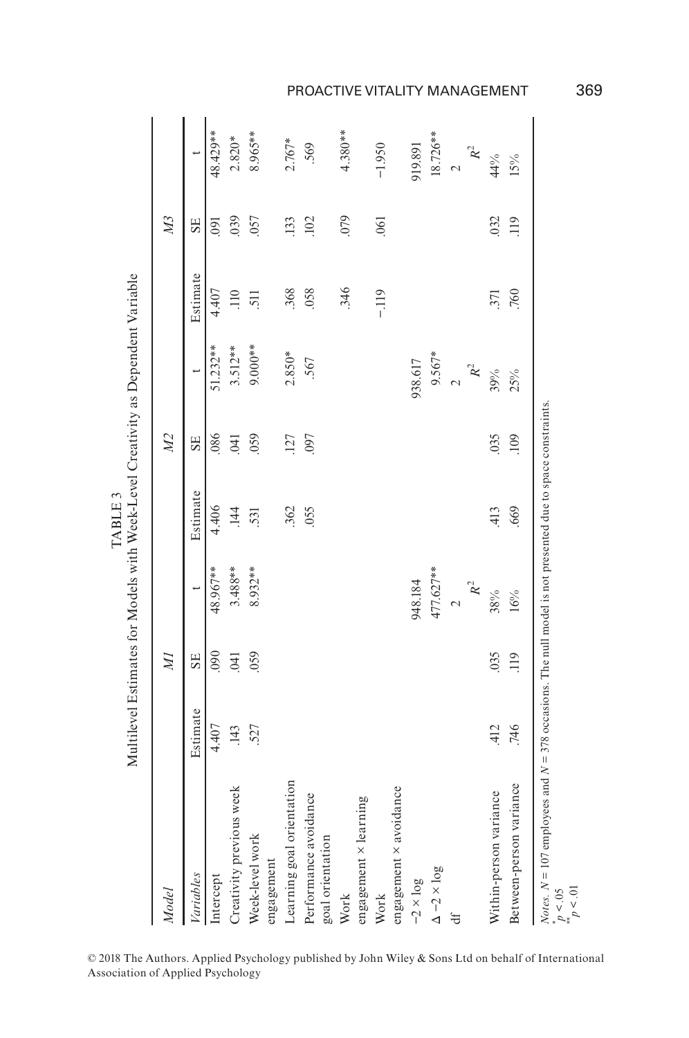TABLE 3

Multilevel Estimates for Models with Week-Level Creativity as Dependent Variable

| Model | M1 | | | M2 | | | M3 | | |
|---|---|---|---|---|---|---|---|---|---|
| Variables | Estimate | SE | t | Estimate | SE | t | Estimate | SE | t |
| Intercept | 4.407 | .090 | 48.967** | 4.406 | .086 | 51.232** | 4.407 | .091 | 48.429** |
| Creativity previous week | .143 | .041 | 3.488** | .144 | .041 | 3.512** | .110 | .039 | 2.820* |
| Week-level work engagement | .527 | .059 | 8.932** | .531 | .059 | 9.000** | .511 | .057 | 8.965** |
| Learning goal orientation | | | | .362 | .127 | 2.850* | .368 | .133 | 2.767* |
| Performance avoidance goal orientation | | | | .055 | .097 | .567 | .058 | .102 | .569 |
| Work engagement × learning | | | | | | | .346 | .079 | 4.380** |
| Work engagement × avoidance | | | | | | | −.119 | .061 | −1.950 |
| −2 × log | | | 948.184 | | | 938.617 | | | 919.891 |
| Δ −2 × log | | | 477.627** | | | 9.567* | | | 18.726** |
| df | | | 2 | | | 2 | | | 2 |
| | | | $R^2$ | | | $R^2$ | | | $R^2$ |
| Within-person variance | .412 | .035 | 38% | .413 | .035 | 39% | .371 | .032 | 44% |
| Between-person variance | .746 | .119 | 16% | .669 | .109 | 25% | .760 | .119 | 15% |

*Notes.* $N = 107$ employees and $N = 378$ occasions. The null model is not presented due to space constraints.
\* $p < .05$
\*\* $p < .01$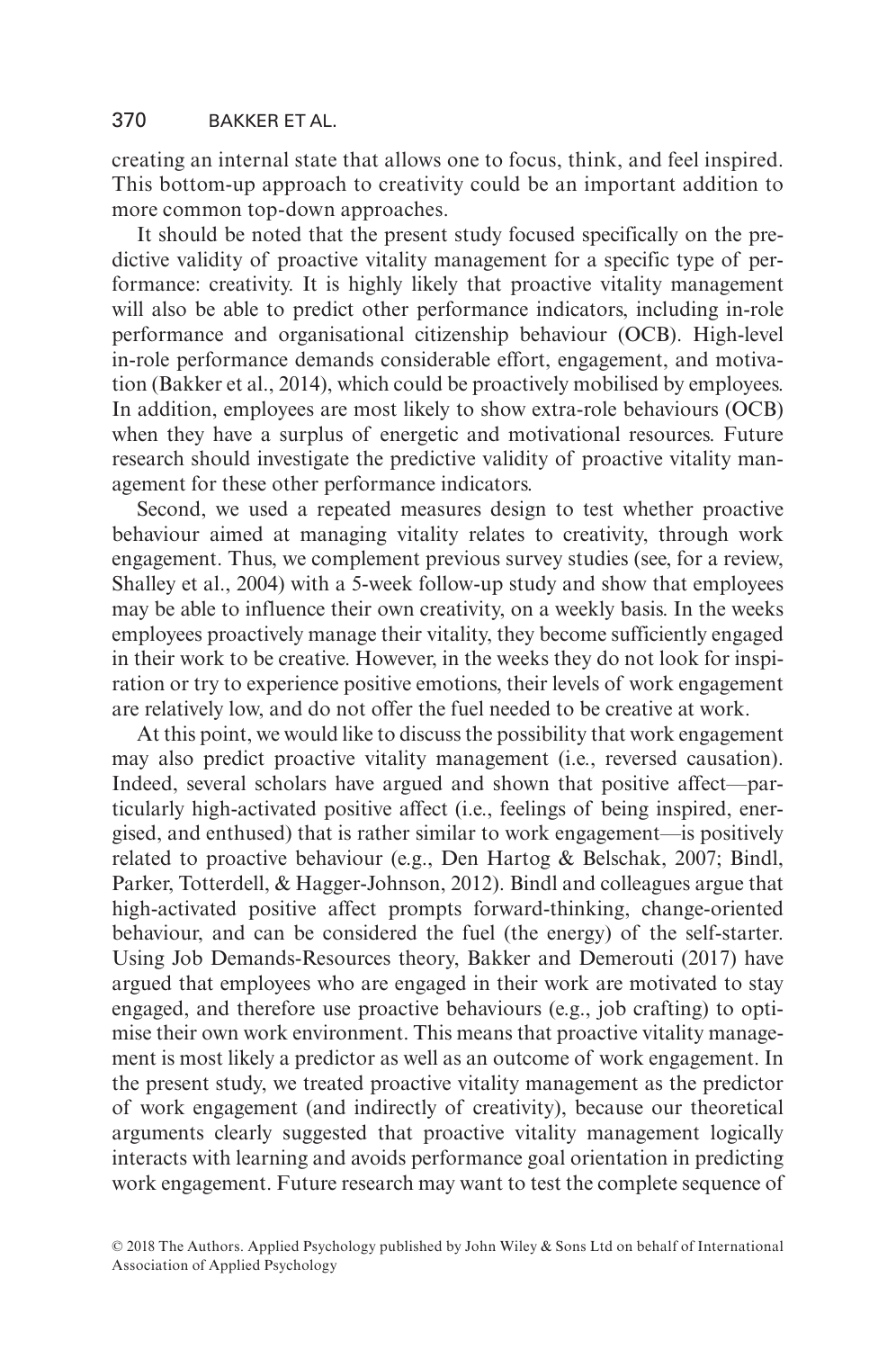creating an internal state that allows one to focus, think, and feel inspired. This bottom-up approach to creativity could be an important addition to more common top-down approaches.

It should be noted that the present study focused specifically on the predictive validity of proactive vitality management for a specific type of performance: creativity. It is highly likely that proactive vitality management will also be able to predict other performance indicators, including in-role performance and organisational citizenship behaviour (OCB). High-level in-role performance demands considerable effort, engagement, and motivation (Bakker et al., 2014), which could be proactively mobilised by employees. In addition, employees are most likely to show extra-role behaviours (OCB) when they have a surplus of energetic and motivational resources. Future research should investigate the predictive validity of proactive vitality management for these other performance indicators.

Second, we used a repeated measures design to test whether proactive behaviour aimed at managing vitality relates to creativity, through work engagement. Thus, we complement previous survey studies (see, for a review, Shalley et al., 2004) with a 5-week follow-up study and show that employees may be able to influence their own creativity, on a weekly basis. In the weeks employees proactively manage their vitality, they become sufficiently engaged in their work to be creative. However, in the weeks they do not look for inspiration or try to experience positive emotions, their levels of work engagement are relatively low, and do not offer the fuel needed to be creative at work.

At this point, we would like to discuss the possibility that work engagement may also predict proactive vitality management (i.e., reversed causation). Indeed, several scholars have argued and shown that positive affect—particularly high-activated positive affect (i.e., feelings of being inspired, energised, and enthused) that is rather similar to work engagement—is positively related to proactive behaviour (e.g., Den Hartog & Belschak, 2007; Bindl, Parker, Totterdell, & Hagger-Johnson, 2012). Bindl and colleagues argue that high-activated positive affect prompts forward-thinking, change-oriented behaviour, and can be considered the fuel (the energy) of the self-starter. Using Job Demands-Resources theory, Bakker and Demerouti (2017) have argued that employees who are engaged in their work are motivated to stay engaged, and therefore use proactive behaviours (e.g., job crafting) to optimise their own work environment. This means that proactive vitality management is most likely a predictor as well as an outcome of work engagement. In the present study, we treated proactive vitality management as the predictor of work engagement (and indirectly of creativity), because our theoretical arguments clearly suggested that proactive vitality management logically interacts with learning and avoids performance goal orientation in predicting work engagement. Future research may want to test the complete sequence of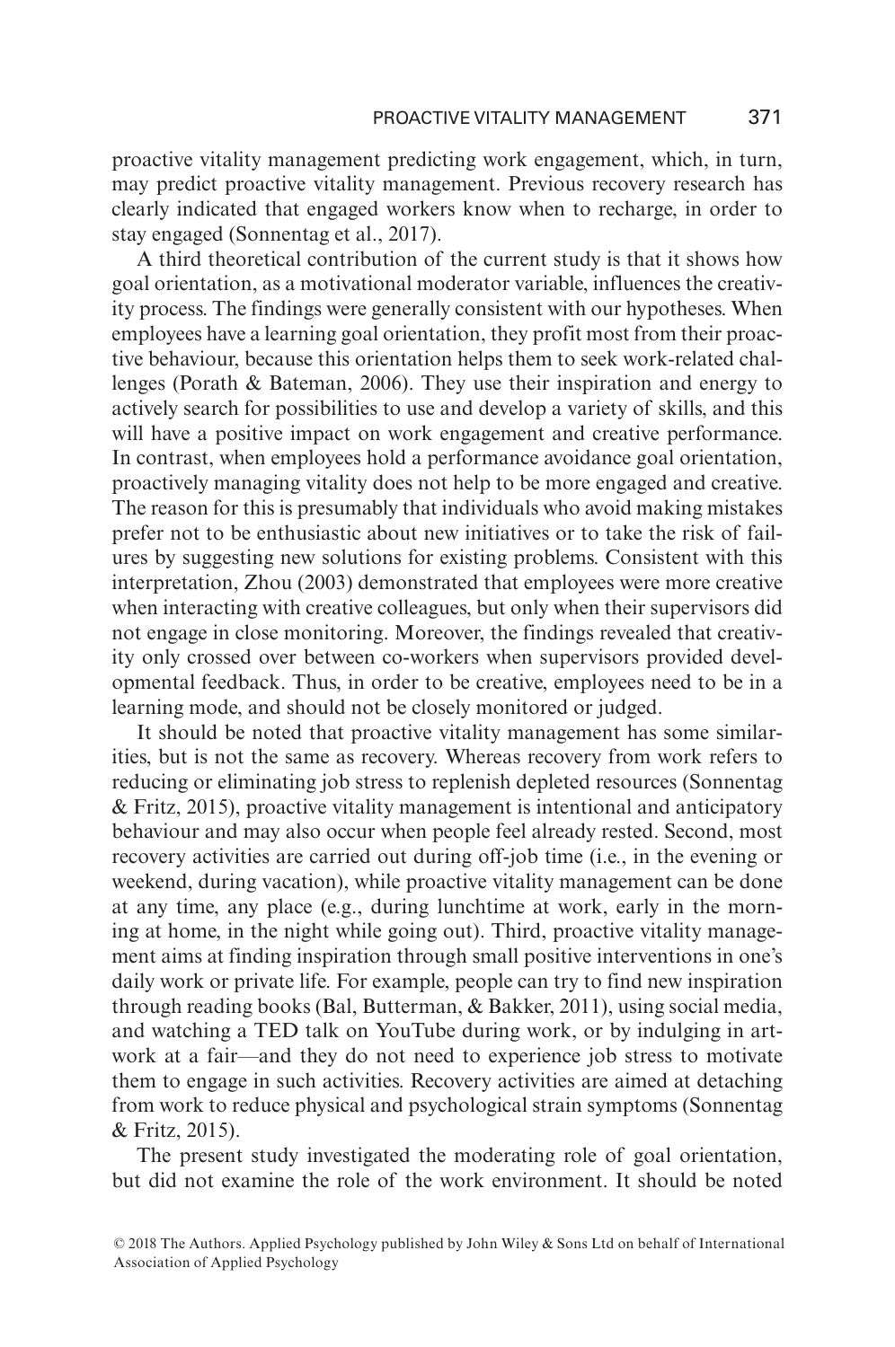proactive vitality management predicting work engagement, which, in turn, may predict proactive vitality management. Previous recovery research has clearly indicated that engaged workers know when to recharge, in order to stay engaged (Sonnentag et al., 2017).

A third theoretical contribution of the current study is that it shows how goal orientation, as a motivational moderator variable, influences the creativity process. The findings were generally consistent with our hypotheses. When employees have a learning goal orientation, they profit most from their proactive behaviour, because this orientation helps them to seek work-related challenges (Porath & Bateman, 2006). They use their inspiration and energy to actively search for possibilities to use and develop a variety of skills, and this will have a positive impact on work engagement and creative performance. In contrast, when employees hold a performance avoidance goal orientation, proactively managing vitality does not help to be more engaged and creative. The reason for this is presumably that individuals who avoid making mistakes prefer not to be enthusiastic about new initiatives or to take the risk of failures by suggesting new solutions for existing problems. Consistent with this interpretation, Zhou (2003) demonstrated that employees were more creative when interacting with creative colleagues, but only when their supervisors did not engage in close monitoring. Moreover, the findings revealed that creativity only crossed over between co-workers when supervisors provided developmental feedback. Thus, in order to be creative, employees need to be in a learning mode, and should not be closely monitored or judged.

It should be noted that proactive vitality management has some similarities, but is not the same as recovery. Whereas recovery from work refers to reducing or eliminating job stress to replenish depleted resources (Sonnentag & Fritz, 2015), proactive vitality management is intentional and anticipatory behaviour and may also occur when people feel already rested. Second, most recovery activities are carried out during off-job time (i.e., in the evening or weekend, during vacation), while proactive vitality management can be done at any time, any place (e.g., during lunchtime at work, early in the morning at home, in the night while going out). Third, proactive vitality management aims at finding inspiration through small positive interventions in one's daily work or private life. For example, people can try to find new inspiration through reading books (Bal, Butterman, & Bakker, 2011), using social media, and watching a TED talk on YouTube during work, or by indulging in artwork at a fair—and they do not need to experience job stress to motivate them to engage in such activities. Recovery activities are aimed at detaching from work to reduce physical and psychological strain symptoms (Sonnentag & Fritz, 2015).

The present study investigated the moderating role of goal orientation, but did not examine the role of the work environment. It should be noted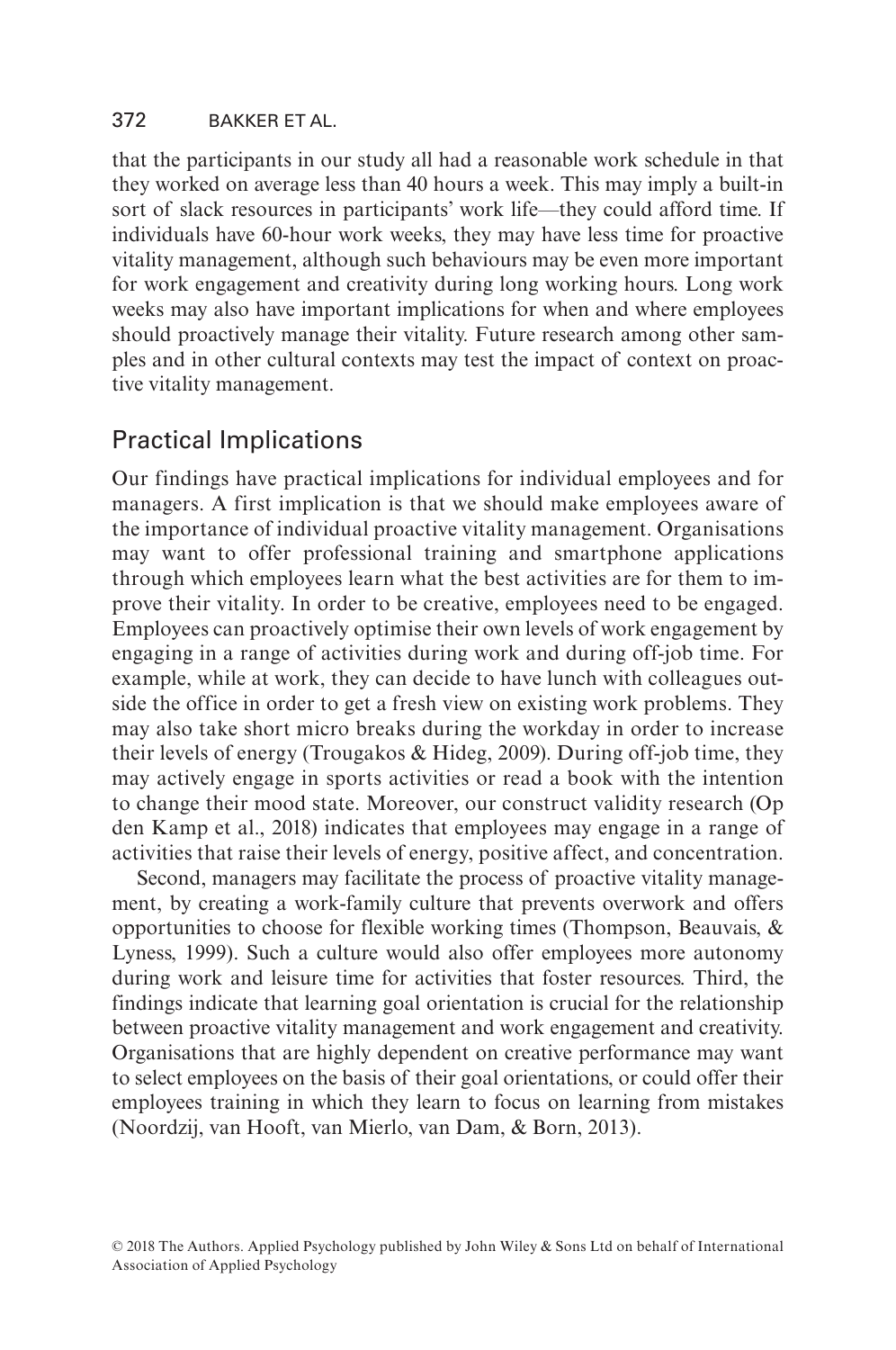that the participants in our study all had a reasonable work schedule in that they worked on average less than 40 hours a week. This may imply a built-in sort of slack resources in participants' work life—they could afford time. If individuals have 60-hour work weeks, they may have less time for proactive vitality management, although such behaviours may be even more important for work engagement and creativity during long working hours. Long work weeks may also have important implications for when and where employees should proactively manage their vitality. Future research among other samples and in other cultural contexts may test the impact of context on proactive vitality management.

## Practical Implications

Our findings have practical implications for individual employees and for managers. A first implication is that we should make employees aware of the importance of individual proactive vitality management. Organisations may want to offer professional training and smartphone applications through which employees learn what the best activities are for them to improve their vitality. In order to be creative, employees need to be engaged. Employees can proactively optimise their own levels of work engagement by engaging in a range of activities during work and during off-job time. For example, while at work, they can decide to have lunch with colleagues outside the office in order to get a fresh view on existing work problems. They may also take short micro breaks during the workday in order to increase their levels of energy (Trougakos & Hideg, 2009). During off-job time, they may actively engage in sports activities or read a book with the intention to change their mood state. Moreover, our construct validity research (Op den Kamp et al., 2018) indicates that employees may engage in a range of activities that raise their levels of energy, positive affect, and concentration.

Second, managers may facilitate the process of proactive vitality management, by creating a work-family culture that prevents overwork and offers opportunities to choose for flexible working times (Thompson, Beauvais, & Lyness, 1999). Such a culture would also offer employees more autonomy during work and leisure time for activities that foster resources. Third, the findings indicate that learning goal orientation is crucial for the relationship between proactive vitality management and work engagement and creativity. Organisations that are highly dependent on creative performance may want to select employees on the basis of their goal orientations, or could offer their employees training in which they learn to focus on learning from mistakes (Noordzij, van Hooft, van Mierlo, van Dam, & Born, 2013).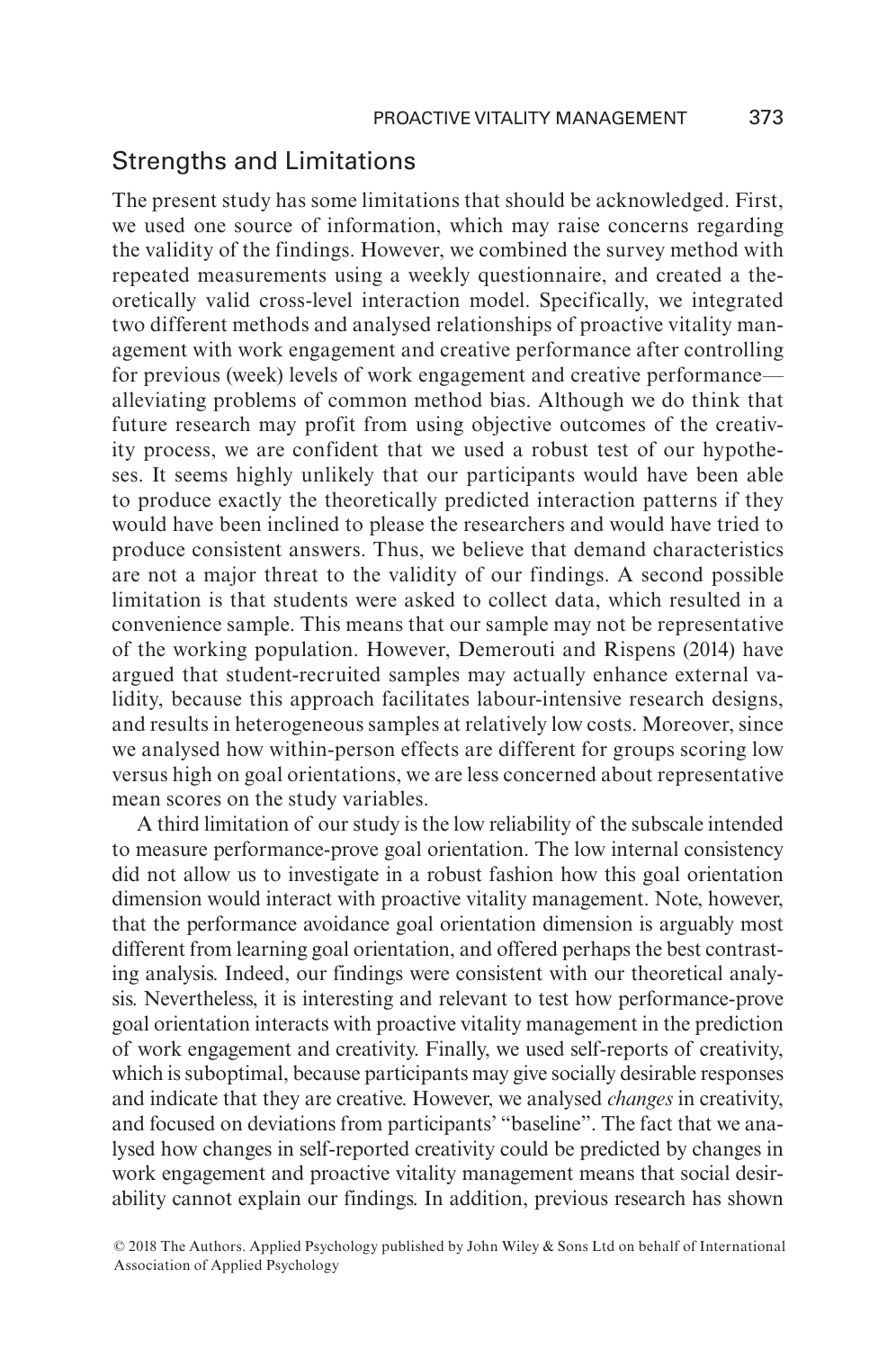## Strengths and Limitations

The present study has some limitations that should be acknowledged. First, we used one source of information, which may raise concerns regarding the validity of the findings. However, we combined the survey method with repeated measurements using a weekly questionnaire, and created a theoretically valid cross-level interaction model. Specifically, we integrated two different methods and analysed relationships of proactive vitality management with work engagement and creative performance after controlling for previous (week) levels of work engagement and creative performance—alleviating problems of common method bias. Although we do think that future research may profit from using objective outcomes of the creativity process, we are confident that we used a robust test of our hypotheses. It seems highly unlikely that our participants would have been able to produce exactly the theoretically predicted interaction patterns if they would have been inclined to please the researchers and would have tried to produce consistent answers. Thus, we believe that demand characteristics are not a major threat to the validity of our findings. A second possible limitation is that students were asked to collect data, which resulted in a convenience sample. This means that our sample may not be representative of the working population. However, Demerouti and Rispens (2014) have argued that student-recruited samples may actually enhance external validity, because this approach facilitates labour-intensive research designs, and results in heterogeneous samples at relatively low costs. Moreover, since we analysed how within-person effects are different for groups scoring low versus high on goal orientations, we are less concerned about representative mean scores on the study variables.

A third limitation of our study is the low reliability of the subscale intended to measure performance-prove goal orientation. The low internal consistency did not allow us to investigate in a robust fashion how this goal orientation dimension would interact with proactive vitality management. Note, however, that the performance avoidance goal orientation dimension is arguably most different from learning goal orientation, and offered perhaps the best contrasting analysis. Indeed, our findings were consistent with our theoretical analysis. Nevertheless, it is interesting and relevant to test how performance-prove goal orientation interacts with proactive vitality management in the prediction of work engagement and creativity. Finally, we used self-reports of creativity, which is suboptimal, because participants may give socially desirable responses and indicate that they are creative. However, we analysed *changes* in creativity, and focused on deviations from participants' "baseline". The fact that we analysed how changes in self-reported creativity could be predicted by changes in work engagement and proactive vitality management means that social desirability cannot explain our findings. In addition, previous research has shown

© 2018 The Authors. Applied Psychology published by John Wiley & Sons Ltd on behalf of International Association of Applied Psychology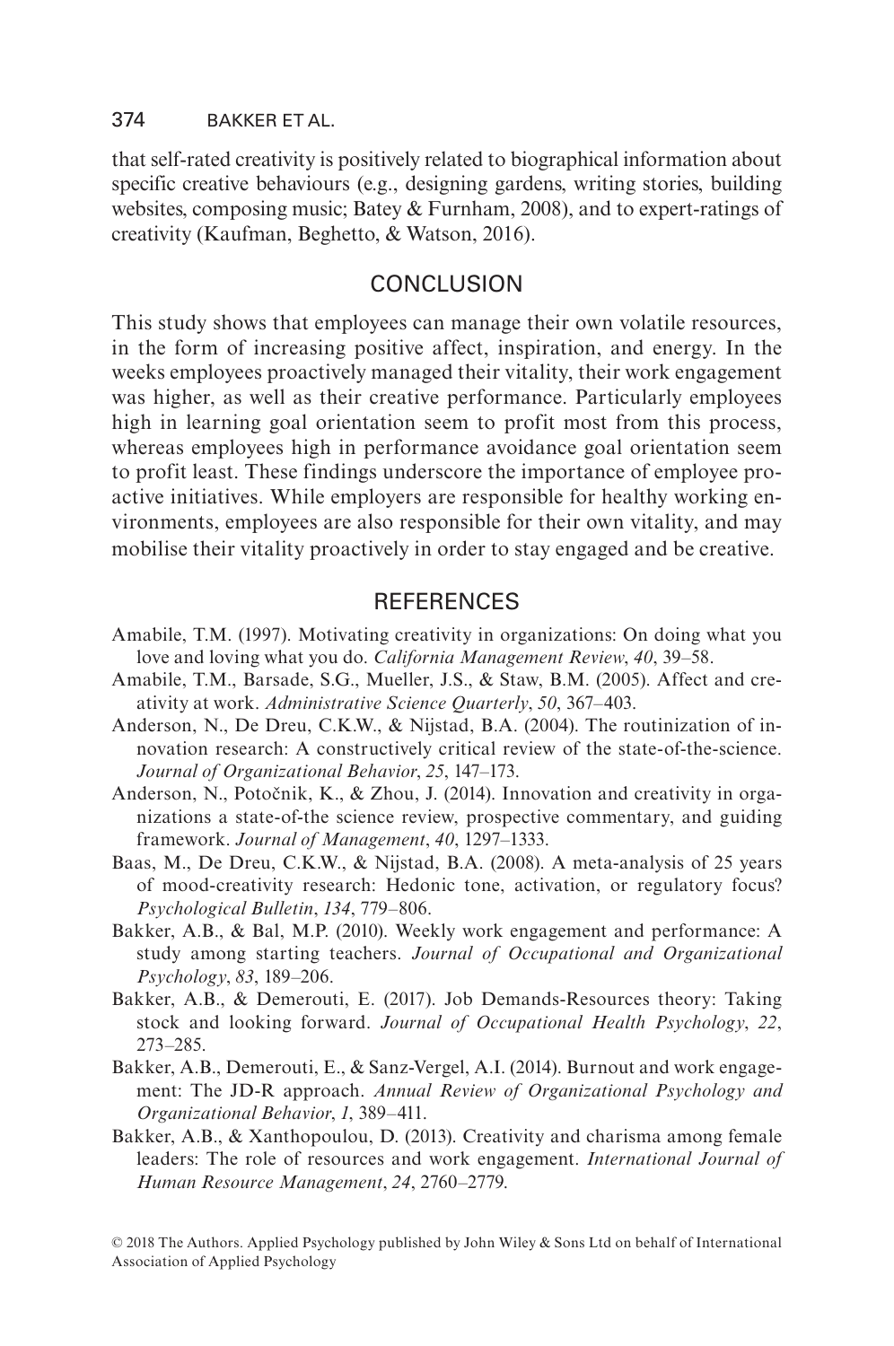that self-rated creativity is positively related to biographical information about specific creative behaviours (e.g., designing gardens, writing stories, building websites, composing music; Batey & Furnham, 2008), and to expert-ratings of creativity (Kaufman, Beghetto, & Watson, 2016).

## CONCLUSION

This study shows that employees can manage their own volatile resources, in the form of increasing positive affect, inspiration, and energy. In the weeks employees proactively managed their vitality, their work engagement was higher, as well as their creative performance. Particularly employees high in learning goal orientation seem to profit most from this process, whereas employees high in performance avoidance goal orientation seem to profit least. These findings underscore the importance of employee proactive initiatives. While employers are responsible for healthy working environments, employees are also responsible for their own vitality, and may mobilise their vitality proactively in order to stay engaged and be creative.

## REFERENCES

Amabile, T.M. (1997). Motivating creativity in organizations: On doing what you love and loving what you do. *California Management Review*, *40*, 39–58.

Amabile, T.M., Barsade, S.G., Mueller, J.S., & Staw, B.M. (2005). Affect and creativity at work. *Administrative Science Quarterly*, *50*, 367–403.

Anderson, N., De Dreu, C.K.W., & Nijstad, B.A. (2004). The routinization of innovation research: A constructively critical review of the state-of-the-science. *Journal of Organizational Behavior*, *25*, 147–173.

Anderson, N., Potočnik, K., & Zhou, J. (2014). Innovation and creativity in organizations a state-of-the science review, prospective commentary, and guiding framework. *Journal of Management*, *40*, 1297–1333.

Baas, M., De Dreu, C.K.W., & Nijstad, B.A. (2008). A meta-analysis of 25 years of mood-creativity research: Hedonic tone, activation, or regulatory focus? *Psychological Bulletin*, *134*, 779–806.

Bakker, A.B., & Bal, M.P. (2010). Weekly work engagement and performance: A study among starting teachers. *Journal of Occupational and Organizational Psychology*, *83*, 189–206.

Bakker, A.B., & Demerouti, E. (2017). Job Demands-Resources theory: Taking stock and looking forward. *Journal of Occupational Health Psychology*, *22*, 273–285.

Bakker, A.B., Demerouti, E., & Sanz-Vergel, A.I. (2014). Burnout and work engagement: The JD-R approach. *Annual Review of Organizational Psychology and Organizational Behavior*, *1*, 389–411.

Bakker, A.B., & Xanthopoulou, D. (2013). Creativity and charisma among female leaders: The role of resources and work engagement. *International Journal of Human Resource Management*, *24*, 2760–2779.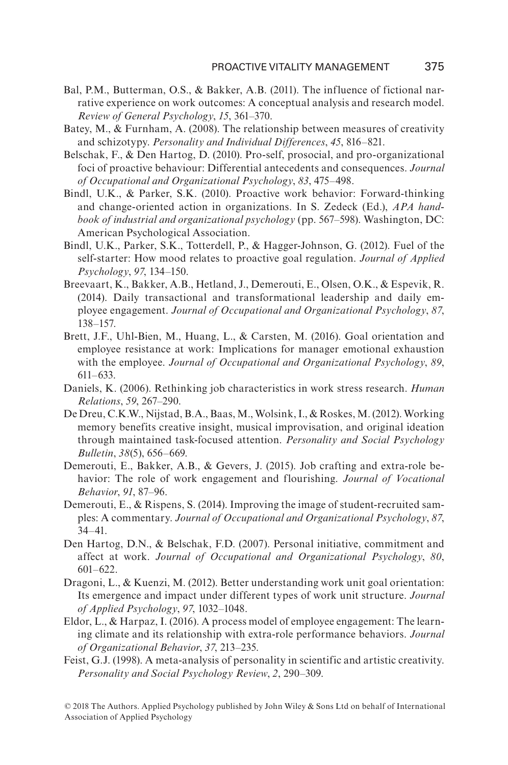Bal, P.M., Butterman, O.S., & Bakker, A.B. (2011). The influence of fictional narrative experience on work outcomes: A conceptual analysis and research model. *Review of General Psychology*, *15*, 361–370.

Batey, M., & Furnham, A. (2008). The relationship between measures of creativity and schizotypy. *Personality and Individual Differences*, *45*, 816–821.

Belschak, F., & Den Hartog, D. (2010). Pro-self, prosocial, and pro-organizational foci of proactive behaviour: Differential antecedents and consequences. *Journal of Occupational and Organizational Psychology*, *83*, 475–498.

Bindl, U.K., & Parker, S.K. (2010). Proactive work behavior: Forward-thinking and change-oriented action in organizations. In S. Zedeck (Ed.), *APA handbook of industrial and organizational psychology* (pp. 567–598). Washington, DC: American Psychological Association.

Bindl, U.K., Parker, S.K., Totterdell, P., & Hagger-Johnson, G. (2012). Fuel of the self-starter: How mood relates to proactive goal regulation. *Journal of Applied Psychology*, *97*, 134–150.

Breevaart, K., Bakker, A.B., Hetland, J., Demerouti, E., Olsen, O.K., & Espevik, R. (2014). Daily transactional and transformational leadership and daily employee engagement. *Journal of Occupational and Organizational Psychology*, *87*, 138–157.

Brett, J.F., Uhl-Bien, M., Huang, L., & Carsten, M. (2016). Goal orientation and employee resistance at work: Implications for manager emotional exhaustion with the employee. *Journal of Occupational and Organizational Psychology*, *89*, 611–633.

Daniels, K. (2006). Rethinking job characteristics in work stress research. *Human Relations*, *59*, 267–290.

De Dreu, C.K.W., Nijstad, B.A., Baas, M., Wolsink, I., & Roskes, M. (2012). Working memory benefits creative insight, musical improvisation, and original ideation through maintained task-focused attention. *Personality and Social Psychology Bulletin*, *38*(5), 656–669.

Demerouti, E., Bakker, A.B., & Gevers, J. (2015). Job crafting and extra-role behavior: The role of work engagement and flourishing. *Journal of Vocational Behavior*, *91*, 87–96.

Demerouti, E., & Rispens, S. (2014). Improving the image of student-recruited samples: A commentary. *Journal of Occupational and Organizational Psychology*, *87*, 34–41.

Den Hartog, D.N., & Belschak, F.D. (2007). Personal initiative, commitment and affect at work. *Journal of Occupational and Organizational Psychology*, *80*, 601–622.

Dragoni, L., & Kuenzi, M. (2012). Better understanding work unit goal orientation: Its emergence and impact under different types of work unit structure. *Journal of Applied Psychology*, *97*, 1032–1048.

Eldor, L., & Harpaz, I. (2016). A process model of employee engagement: The learning climate and its relationship with extra-role performance behaviors. *Journal of Organizational Behavior*, *37*, 213–235.

Feist, G.J. (1998). A meta-analysis of personality in scientific and artistic creativity. *Personality and Social Psychology Review*, *2*, 290–309.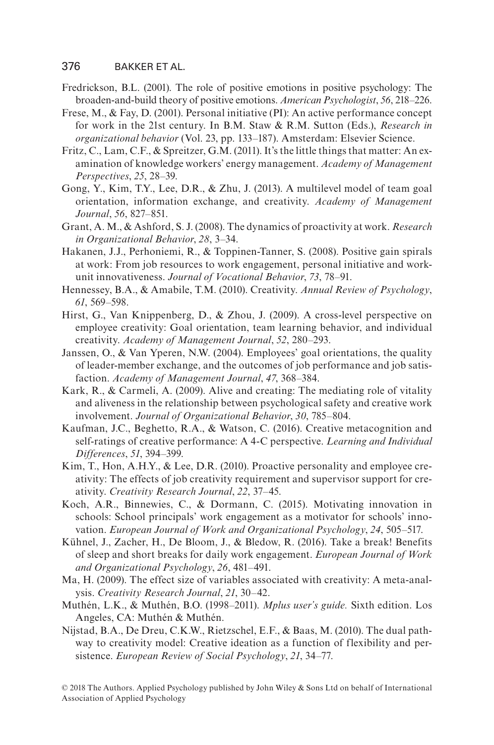Fredrickson, B.L. (2001). The role of positive emotions in positive psychology: The broaden-and-build theory of positive emotions. *American Psychologist*, *56*, 218–226.

Frese, M., & Fay, D. (2001). Personal initiative (PI): An active performance concept for work in the 21st century. In B.M. Staw & R.M. Sutton (Eds.), *Research in organizational behavior* (Vol. 23, pp. 133–187). Amsterdam: Elsevier Science.

Fritz, C., Lam, C.F., & Spreitzer, G.M. (2011). It's the little things that matter: An examination of knowledge workers' energy management. *Academy of Management Perspectives*, *25*, 28–39.

Gong, Y., Kim, T.Y., Lee, D.R., & Zhu, J. (2013). A multilevel model of team goal orientation, information exchange, and creativity. *Academy of Management Journal*, *56*, 827–851.

Grant, A. M., & Ashford, S. J. (2008). The dynamics of proactivity at work. *Research in Organizational Behavior*, *28*, 3–34.

Hakanen, J.J., Perhoniemi, R., & Toppinen-Tanner, S. (2008). Positive gain spirals at work: From job resources to work engagement, personal initiative and work-unit innovativeness. *Journal of Vocational Behavior*, *73*, 78–91.

Hennessey, B.A., & Amabile, T.M. (2010). Creativity. *Annual Review of Psychology*, *61*, 569–598.

Hirst, G., Van Knippenberg, D., & Zhou, J. (2009). A cross-level perspective on employee creativity: Goal orientation, team learning behavior, and individual creativity. *Academy of Management Journal*, *52*, 280–293.

Janssen, O., & Van Yperen, N.W. (2004). Employees' goal orientations, the quality of leader-member exchange, and the outcomes of job performance and job satisfaction. *Academy of Management Journal*, *47*, 368–384.

Kark, R., & Carmeli, A. (2009). Alive and creating: The mediating role of vitality and aliveness in the relationship between psychological safety and creative work involvement. *Journal of Organizational Behavior*, *30*, 785–804.

Kaufman, J.C., Beghetto, R.A., & Watson, C. (2016). Creative metacognition and self-ratings of creative performance: A 4-C perspective. *Learning and Individual Differences*, *51*, 394–399.

Kim, T., Hon, A.H.Y., & Lee, D.R. (2010). Proactive personality and employee creativity: The effects of job creativity requirement and supervisor support for creativity. *Creativity Research Journal*, *22*, 37–45.

Koch, A.R., Binnewies, C., & Dormann, C. (2015). Motivating innovation in schools: School principals' work engagement as a motivator for schools' innovation. *European Journal of Work and Organizational Psychology*, *24*, 505–517.

Kühnel, J., Zacher, H., De Bloom, J., & Bledow, R. (2016). Take a break! Benefits of sleep and short breaks for daily work engagement. *European Journal of Work and Organizational Psychology*, *26*, 481–491.

Ma, H. (2009). The effect size of variables associated with creativity: A meta-analysis. *Creativity Research Journal*, *21*, 30–42.

Muthén, L.K., & Muthén, B.O. (1998–2011). *Mplus user's guide.* Sixth edition. Los Angeles, CA: Muthén & Muthén.

Nijstad, B.A., De Dreu, C.K.W., Rietzschel, E.F., & Baas, M. (2010). The dual pathway to creativity model: Creative ideation as a function of flexibility and persistence. *European Review of Social Psychology*, *21*, 34–77.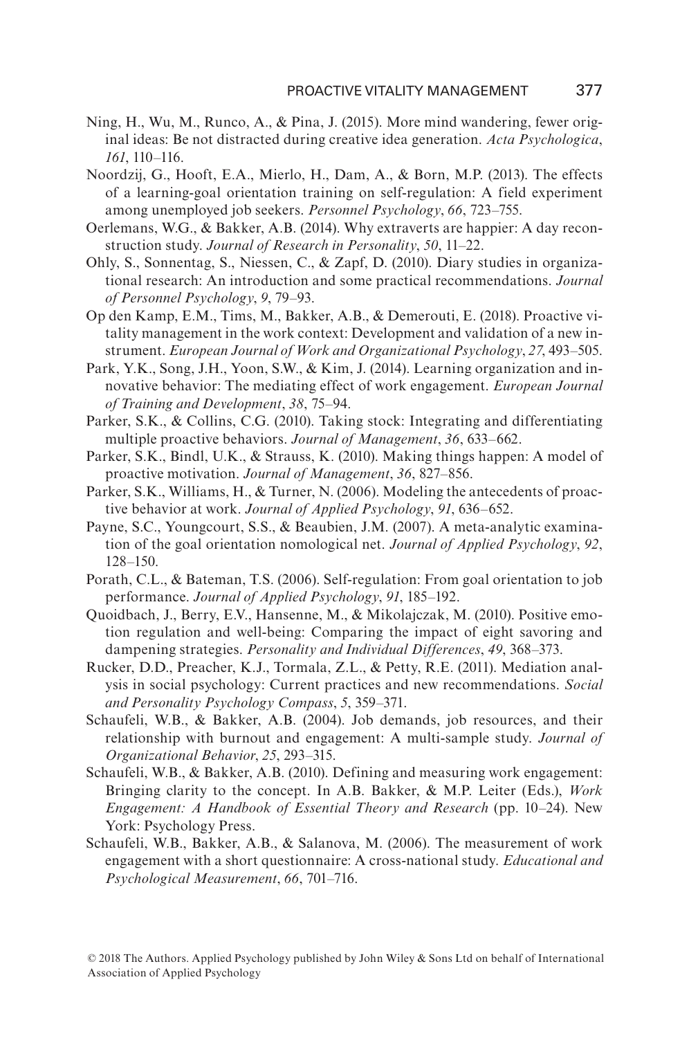Ning, H., Wu, M., Runco, A., & Pina, J. (2015). More mind wandering, fewer original ideas: Be not distracted during creative idea generation. *Acta Psychologica*, *161*, 110–116.

Noordzij, G., Hooft, E.A., Mierlo, H., Dam, A., & Born, M.P. (2013). The effects of a learning-goal orientation training on self-regulation: A field experiment among unemployed job seekers. *Personnel Psychology*, *66*, 723–755.

Oerlemans, W.G., & Bakker, A.B. (2014). Why extraverts are happier: A day reconstruction study. *Journal of Research in Personality*, *50*, 11–22.

Ohly, S., Sonnentag, S., Niessen, C., & Zapf, D. (2010). Diary studies in organizational research: An introduction and some practical recommendations. *Journal of Personnel Psychology*, *9*, 79–93.

Op den Kamp, E.M., Tims, M., Bakker, A.B., & Demerouti, E. (2018). Proactive vitality management in the work context: Development and validation of a new instrument. *European Journal of Work and Organizational Psychology*, *27*, 493–505.

Park, Y.K., Song, J.H., Yoon, S.W., & Kim, J. (2014). Learning organization and innovative behavior: The mediating effect of work engagement. *European Journal of Training and Development*, *38*, 75–94.

Parker, S.K., & Collins, C.G. (2010). Taking stock: Integrating and differentiating multiple proactive behaviors. *Journal of Management*, *36*, 633–662.

Parker, S.K., Bindl, U.K., & Strauss, K. (2010). Making things happen: A model of proactive motivation. *Journal of Management*, *36*, 827–856.

Parker, S.K., Williams, H., & Turner, N. (2006). Modeling the antecedents of proactive behavior at work. *Journal of Applied Psychology*, *91*, 636–652.

Payne, S.C., Youngcourt, S.S., & Beaubien, J.M. (2007). A meta-analytic examination of the goal orientation nomological net. *Journal of Applied Psychology*, *92*, 128–150.

Porath, C.L., & Bateman, T.S. (2006). Self-regulation: From goal orientation to job performance. *Journal of Applied Psychology*, *91*, 185–192.

Quoidbach, J., Berry, E.V., Hansenne, M., & Mikolajczak, M. (2010). Positive emotion regulation and well-being: Comparing the impact of eight savoring and dampening strategies. *Personality and Individual Differences*, *49*, 368–373.

Rucker, D.D., Preacher, K.J., Tormala, Z.L., & Petty, R.E. (2011). Mediation analysis in social psychology: Current practices and new recommendations. *Social and Personality Psychology Compass*, *5*, 359–371.

Schaufeli, W.B., & Bakker, A.B. (2004). Job demands, job resources, and their relationship with burnout and engagement: A multi-sample study. *Journal of Organizational Behavior*, *25*, 293–315.

Schaufeli, W.B., & Bakker, A.B. (2010). Defining and measuring work engagement: Bringing clarity to the concept. In A.B. Bakker, & M.P. Leiter (Eds.), *Work Engagement: A Handbook of Essential Theory and Research* (pp. 10–24). New York: Psychology Press.

Schaufeli, W.B., Bakker, A.B., & Salanova, M. (2006). The measurement of work engagement with a short questionnaire: A cross-national study. *Educational and Psychological Measurement*, *66*, 701–716.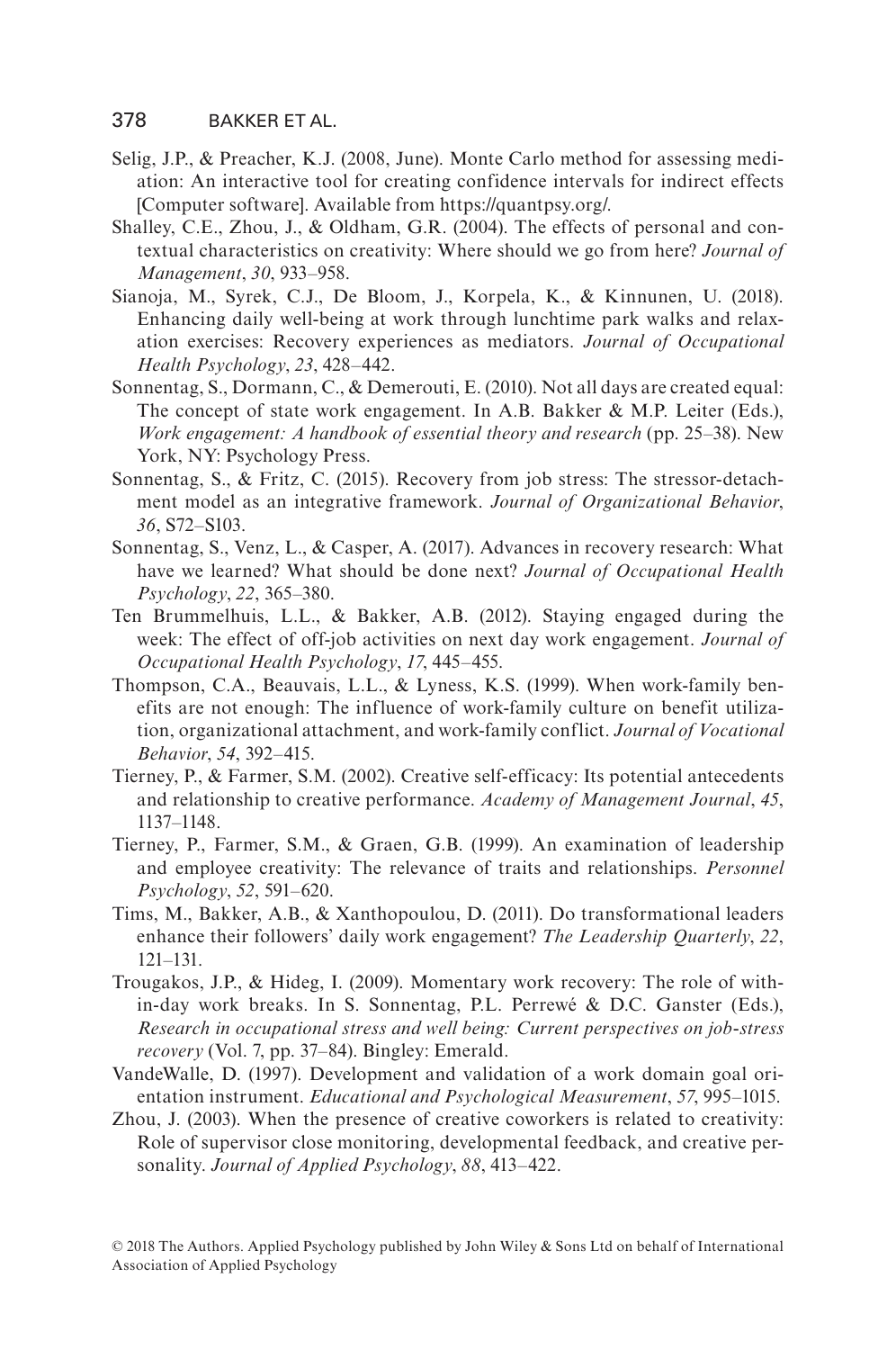Selig, J.P., & Preacher, K.J. (2008, June). Monte Carlo method for assessing mediation: An interactive tool for creating confidence intervals for indirect effects [Computer software]. Available from https://quantpsy.org/.

Shalley, C.E., Zhou, J., & Oldham, G.R. (2004). The effects of personal and contextual characteristics on creativity: Where should we go from here? *Journal of Management*, *30*, 933–958.

Sianoja, M., Syrek, C.J., De Bloom, J., Korpela, K., & Kinnunen, U. (2018). Enhancing daily well-being at work through lunchtime park walks and relaxation exercises: Recovery experiences as mediators. *Journal of Occupational Health Psychology*, *23*, 428–442.

Sonnentag, S., Dormann, C., & Demerouti, E. (2010). Not all days are created equal: The concept of state work engagement. In A.B. Bakker & M.P. Leiter (Eds.), *Work engagement: A handbook of essential theory and research* (pp. 25–38). New York, NY: Psychology Press.

Sonnentag, S., & Fritz, C. (2015). Recovery from job stress: The stressor-detachment model as an integrative framework. *Journal of Organizational Behavior*, *36*, S72–S103.

Sonnentag, S., Venz, L., & Casper, A. (2017). Advances in recovery research: What have we learned? What should be done next? *Journal of Occupational Health Psychology*, *22*, 365–380.

Ten Brummelhuis, L.L., & Bakker, A.B. (2012). Staying engaged during the week: The effect of off-job activities on next day work engagement. *Journal of Occupational Health Psychology*, *17*, 445–455.

Thompson, C.A., Beauvais, L.L., & Lyness, K.S. (1999). When work-family benefits are not enough: The influence of work-family culture on benefit utilization, organizational attachment, and work-family conflict. *Journal of Vocational Behavior*, *54*, 392–415.

Tierney, P., & Farmer, S.M. (2002). Creative self-efficacy: Its potential antecedents and relationship to creative performance. *Academy of Management Journal*, *45*, 1137–1148.

Tierney, P., Farmer, S.M., & Graen, G.B. (1999). An examination of leadership and employee creativity: The relevance of traits and relationships. *Personnel Psychology*, *52*, 591–620.

Tims, M., Bakker, A.B., & Xanthopoulou, D. (2011). Do transformational leaders enhance their followers' daily work engagement? *The Leadership Quarterly*, *22*, 121–131.

Trougakos, J.P., & Hideg, I. (2009). Momentary work recovery: The role of within-day work breaks. In S. Sonnentag, P.L. Perrewé & D.C. Ganster (Eds.), *Research in occupational stress and well being: Current perspectives on job-stress recovery* (Vol. 7, pp. 37–84). Bingley: Emerald.

VandeWalle, D. (1997). Development and validation of a work domain goal orientation instrument. *Educational and Psychological Measurement*, *57*, 995–1015.

Zhou, J. (2003). When the presence of creative coworkers is related to creativity: Role of supervisor close monitoring, developmental feedback, and creative personality. *Journal of Applied Psychology*, *88*, 413–422.

© 2018 The Authors. Applied Psychology published by John Wiley & Sons Ltd on behalf of International Association of Applied Psychology